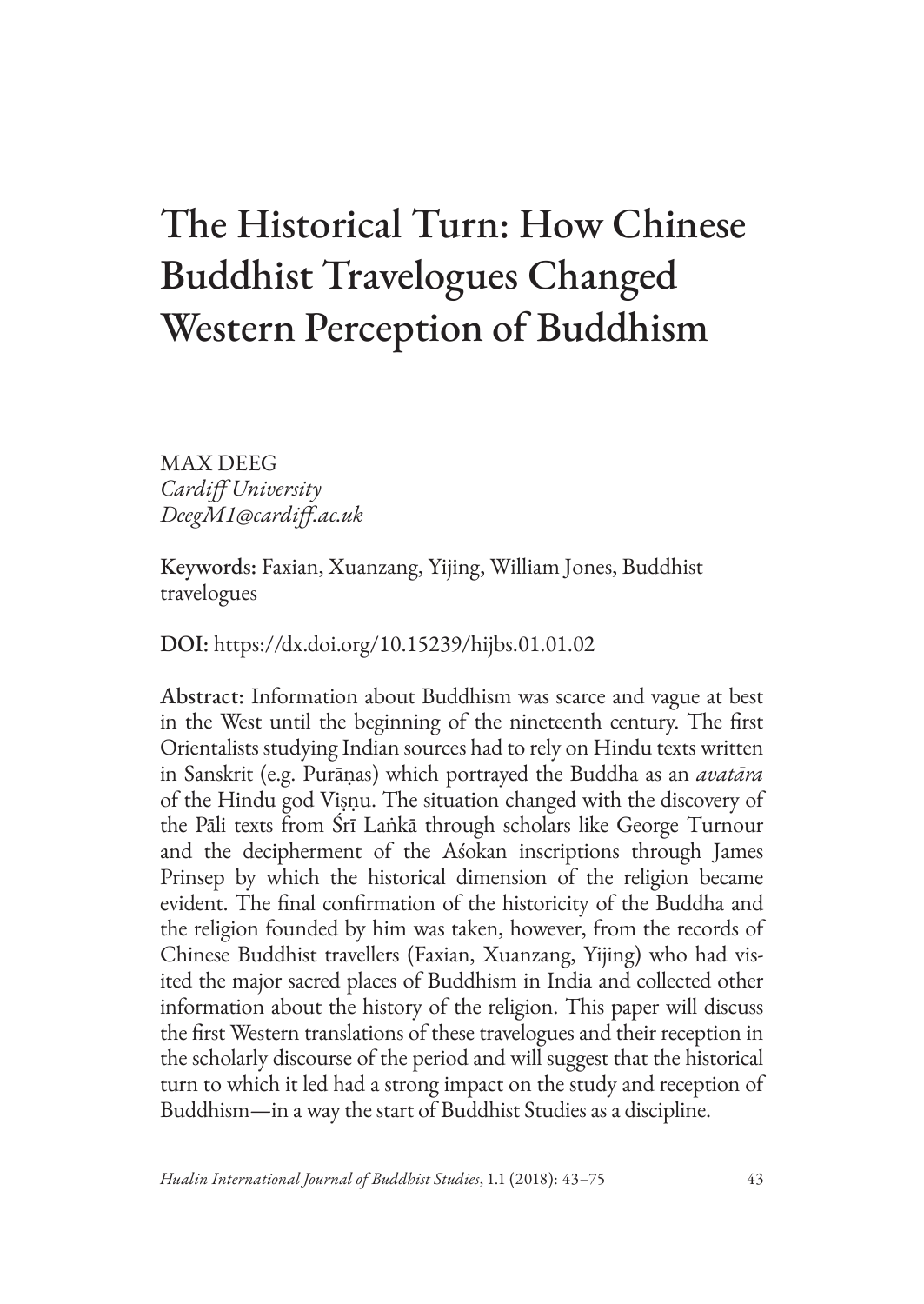# The Historical Turn: How Chinese Buddhist Travelogues Changed Western Perception of Buddhism

MAX DEEG
*Cardiff University*
*DeegM1@cardiff.ac.uk*

**Keywords:** Faxian, Xuanzang, Yijing, William Jones, Buddhist travelogues

**DOI:** https://dx.doi.org/10.15239/hijbs.01.01.02

**Abstract:** Information about Buddhism was scarce and vague at best in the West until the beginning of the nineteenth century. The first Orientalists studying Indian sources had to rely on Hindu texts written in Sanskrit (e.g. Purāṇas) which portrayed the Buddha as an *avatāra* of the Hindu god Viṣṇu. The situation changed with the discovery of the Pāli texts from Śrī Laṅkā through scholars like George Turnour and the decipherment of the Aśokan inscriptions through James Prinsep by which the historical dimension of the religion became evident. The final confirmation of the historicity of the Buddha and the religion founded by him was taken, however, from the records of Chinese Buddhist travellers (Faxian, Xuanzang, Yijing) who had visited the major sacred places of Buddhism in India and collected other information about the history of the religion. This paper will discuss the first Western translations of these travelogues and their reception in the scholarly discourse of the period and will suggest that the historical turn to which it led had a strong impact on the study and reception of Buddhism—in a way the start of Buddhist Studies as a discipline.

*Hualin International Journal of Buddhist Studies*, 1.1 (2018): 43–75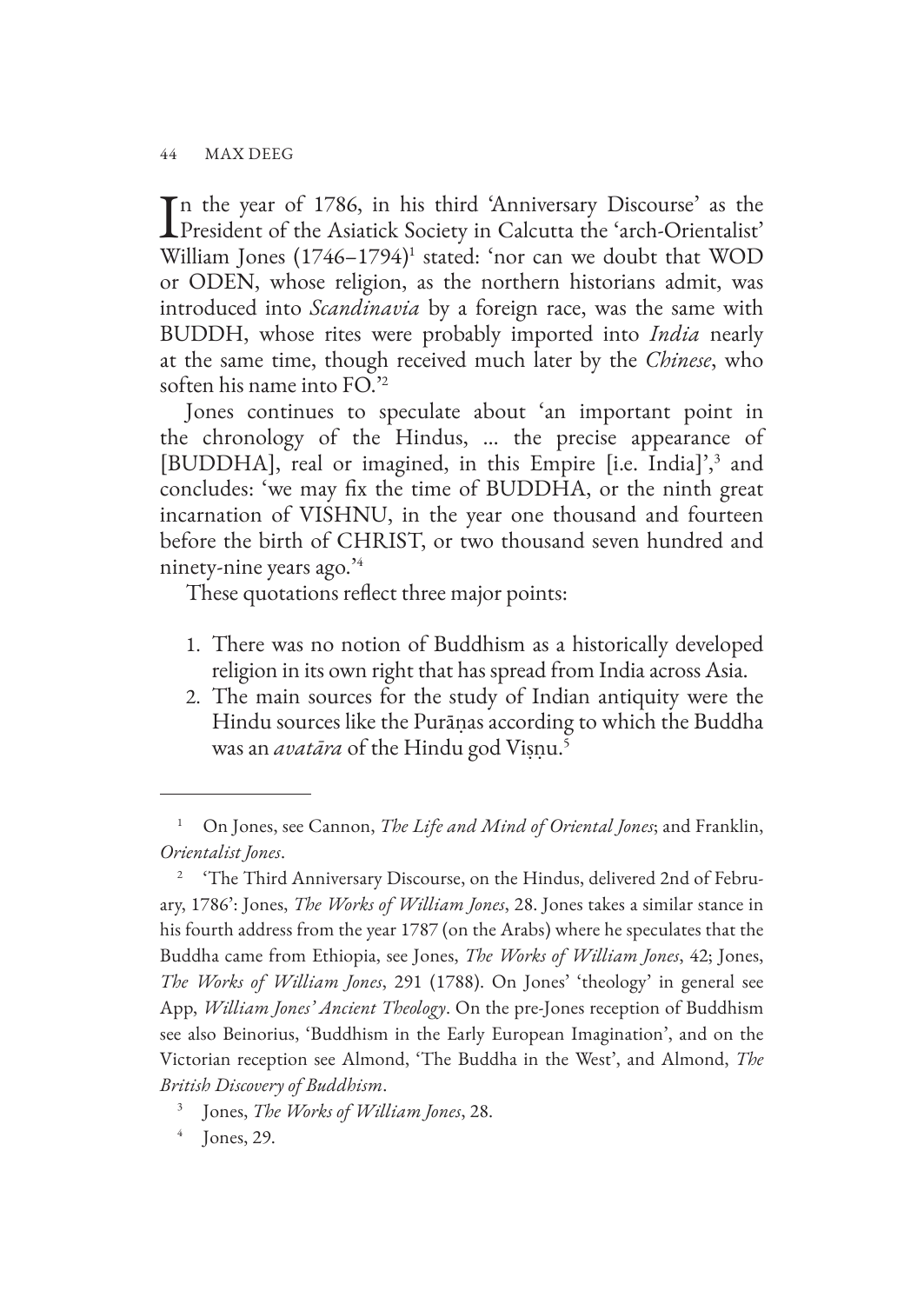In the year of 1786, in his third 'Anniversary Discourse' as the President of the Asiatick Society in Calcutta the 'arch-Orientalist' William Jones (1746–1794)[1] stated: 'nor can we doubt that WOD or ODEN, whose religion, as the northern historians admit, was introduced into *Scandinavia* by a foreign race, was the same with BUDDH, whose rites were probably imported into *India* nearly at the same time, though received much later by the *Chinese*, who soften his name into FO.'[2]

Jones continues to speculate about 'an important point in the chronology of the Hindus, ... the precise appearance of [BUDDHA], real or imagined, in this Empire [i.e. India]',[3] and concludes: 'we may fix the time of BUDDHA, or the ninth great incarnation of VISHNU, in the year one thousand and fourteen before the birth of CHRIST, or two thousand seven hundred and ninety-nine years ago.'[4]

These quotations reflect three major points:

1. There was no notion of Buddhism as a historically developed religion in its own right that has spread from India across Asia.
2. The main sources for the study of Indian antiquity were the Hindu sources like the Purāṇas according to which the Buddha was an *avatāra* of the Hindu god Viṣṇu.[5]

---

[1] On Jones, see Cannon, *The Life and Mind of Oriental Jones*; and Franklin, *Orientalist Jones*.

[2] 'The Third Anniversary Discourse, on the Hindus, delivered 2nd of February, 1786': Jones, *The Works of William Jones*, 28. Jones takes a similar stance in his fourth address from the year 1787 (on the Arabs) where he speculates that the Buddha came from Ethiopia, see Jones, *The Works of William Jones*, 42; Jones, *The Works of William Jones*, 291 (1788). On Jones' 'theology' in general see App, *William Jones' Ancient Theology*. On the pre-Jones reception of Buddhism see also Beinorius, 'Buddhism in the Early European Imagination', and on the Victorian reception see Almond, 'The Buddha in the West', and Almond, *The British Discovery of Buddhism*.

[3] Jones, *The Works of William Jones*, 28.

[4] Jones, 29.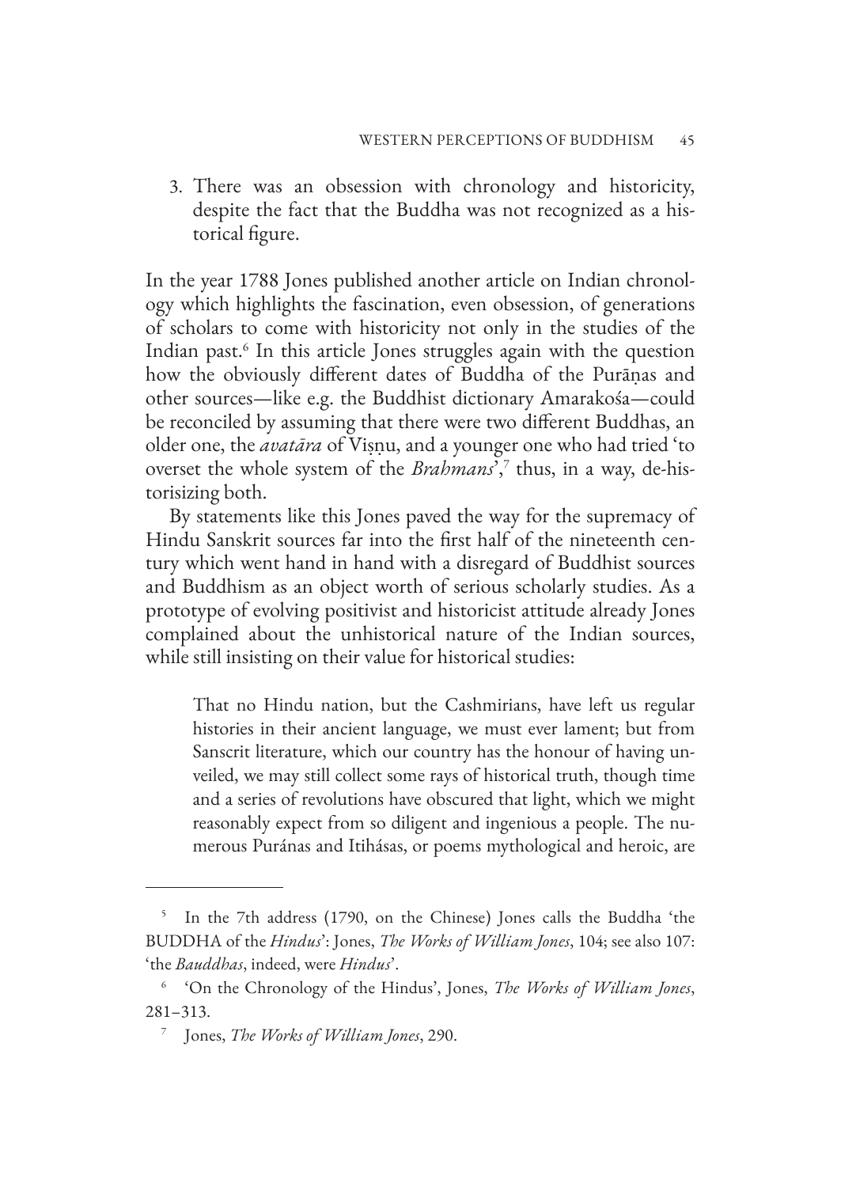3. There was an obsession with chronology and historicity, despite the fact that the Buddha was not recognized as a historical figure.

In the year 1788 Jones published another article on Indian chronology which highlights the fascination, even obsession, of generations of scholars to come with historicity not only in the studies of the Indian past.[6] In this article Jones struggles again with the question how the obviously different dates of Buddha of the Purāṇas and other sources—like e.g. the Buddhist dictionary Amarakośa—could be reconciled by assuming that there were two different Buddhas, an older one, the *avatāra* of Viṣṇu, and a younger one who had tried 'to overset the whole system of the *Brahmans*',[7] thus, in a way, de-historisizing both.

By statements like this Jones paved the way for the supremacy of Hindu Sanskrit sources far into the first half of the nineteenth century which went hand in hand with a disregard of Buddhist sources and Buddhism as an object worth of serious scholarly studies. As a prototype of evolving positivist and historicist attitude already Jones complained about the unhistorical nature of the Indian sources, while still insisting on their value for historical studies:

> That no Hindu nation, but the Cashmirians, have left us regular histories in their ancient language, we must ever lament; but from Sanscrit literature, which our country has the honour of having unveiled, we may still collect some rays of historical truth, though time and a series of revolutions have obscured that light, which we might reasonably expect from so diligent and ingenious a people. The numerous Puránas and Itihásas, or poems mythological and heroic, are

---

[5] In the 7th address (1790, on the Chinese) Jones calls the Buddha 'the BUDDHA of the *Hindus*': Jones, *The Works of William Jones*, 104; see also 107: 'the *Bauddhas*, indeed, were *Hindus*'.

[6] 'On the Chronology of the Hindus', Jones, *The Works of William Jones*, 281–313.

[7] Jones, *The Works of William Jones*, 290.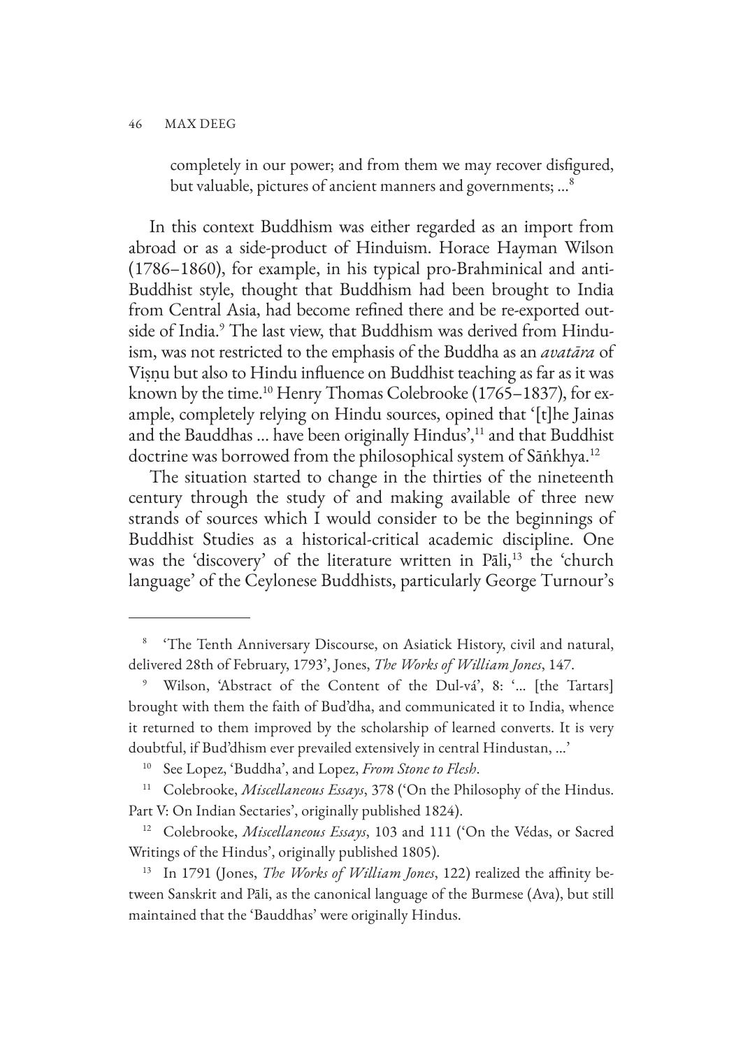> completely in our power; and from them we may recover disfigured, but valuable, pictures of ancient manners and governments; ...[8]

In this context Buddhism was either regarded as an import from abroad or as a side-product of Hinduism. Horace Hayman Wilson (1786–1860), for example, in his typical pro-Brahminical and anti-Buddhist style, thought that Buddhism had been brought to India from Central Asia, had become refined there and be re-exported outside of India.[9] The last view, that Buddhism was derived from Hinduism, was not restricted to the emphasis of the Buddha as an *avatāra* of Viṣṇu but also to Hindu influence on Buddhist teaching as far as it was known by the time.[10] Henry Thomas Colebrooke (1765–1837), for example, completely relying on Hindu sources, opined that '[t]he Jainas and the Bauddhas ... have been originally Hindus',[11] and that Buddhist doctrine was borrowed from the philosophical system of Sāṅkhya.[12]

The situation started to change in the thirties of the nineteenth century through the study of and making available of three new strands of sources which I would consider to be the beginnings of Buddhist Studies as a historical-critical academic discipline. One was the 'discovery' of the literature written in Pāli,[13] the 'church language' of the Ceylonese Buddhists, particularly George Turnour's

---

[8] 'The Tenth Anniversary Discourse, on Asiatick History, civil and natural, delivered 28th of February, 1793', Jones, *The Works of William Jones*, 147.

[9] Wilson, 'Abstract of the Content of the Dul-vá', 8: '... [the Tartars] brought with them the faith of Bud'dha, and communicated it to India, whence it returned to them improved by the scholarship of learned converts. It is very doubtful, if Bud'dhism ever prevailed extensively in central Hindustan, ...'

[10] See Lopez, 'Buddha', and Lopez, *From Stone to Flesh*.

[11] Colebrooke, *Miscellaneous Essays*, 378 ('On the Philosophy of the Hindus. Part V: On Indian Sectaries', originally published 1824).

[12] Colebrooke, *Miscellaneous Essays*, 103 and 111 ('On the Védas, or Sacred Writings of the Hindus', originally published 1805).

[13] In 1791 (Jones, *The Works of William Jones*, 122) realized the affinity between Sanskrit and Pāli, as the canonical language of the Burmese (Ava), but still maintained that the 'Bauddhas' were originally Hindus.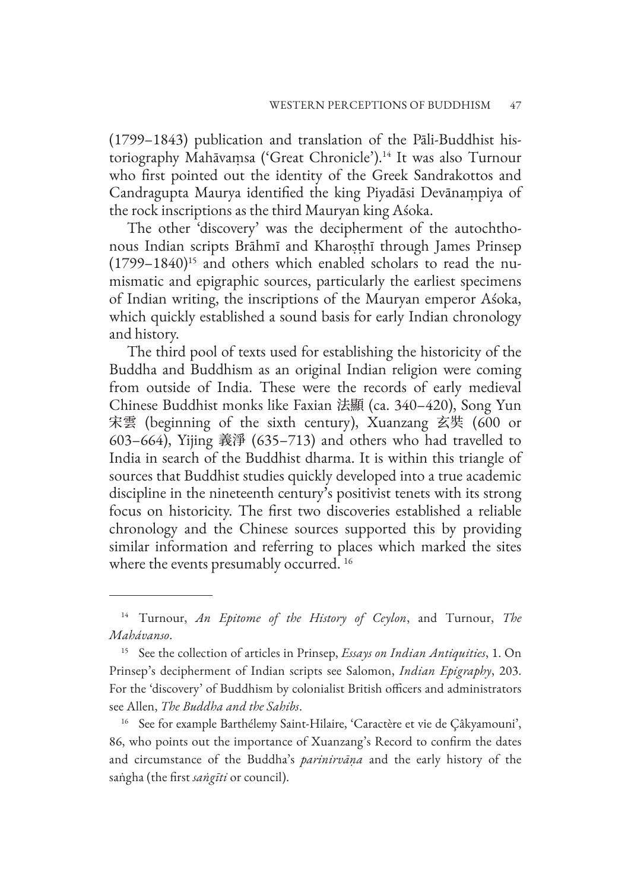(1799–1843) publication and translation of the Pāli-Buddhist historiography Mahāvaṃsa ('Great Chronicle').[14] It was also Turnour who first pointed out the identity of the Greek Sandrakottos and Candragupta Maurya identified the king Piyadāsi Devānaṃpiya of the rock inscriptions as the third Mauryan king Aśoka.

The other 'discovery' was the decipherment of the autochthonous Indian scripts Brāhmī and Kharoṣṭhī through James Prinsep (1799–1840)[15] and others which enabled scholars to read the numismatic and epigraphic sources, particularly the earliest specimens of Indian writing, the inscriptions of the Mauryan emperor Aśoka, which quickly established a sound basis for early Indian chronology and history.

The third pool of texts used for establishing the historicity of the Buddha and Buddhism as an original Indian religion were coming from outside of India. These were the records of early medieval Chinese Buddhist monks like Faxian 法顯 (ca. 340–420), Song Yun 宋雲 (beginning of the sixth century), Xuanzang 玄奘 (600 or 603–664), Yijing 義淨 (635–713) and others who had travelled to India in search of the Buddhist dharma. It is within this triangle of sources that Buddhist studies quickly developed into a true academic discipline in the nineteenth century's positivist tenets with its strong focus on historicity. The first two discoveries established a reliable chronology and the Chinese sources supported this by providing similar information and referring to places which marked the sites where the events presumably occurred. [16]

---

[14] Turnour, *An Epitome of the History of Ceylon*, and Turnour, *The Mahávanso*.

[15] See the collection of articles in Prinsep, *Essays on Indian Antiquities*, 1. On Prinsep's decipherment of Indian scripts see Salomon, *Indian Epigraphy*, 203. For the 'discovery' of Buddhism by colonialist British officers and administrators see Allen, *The Buddha and the Sahibs*.

[16] See for example Barthélemy Saint-Hilaire, 'Caractère et vie de Çâkyamouni', 86, who points out the importance of Xuanzang's Record to confirm the dates and circumstance of the Buddha's *parinirvāṇa* and the early history of the saṅgha (the first *saṅgīti* or council).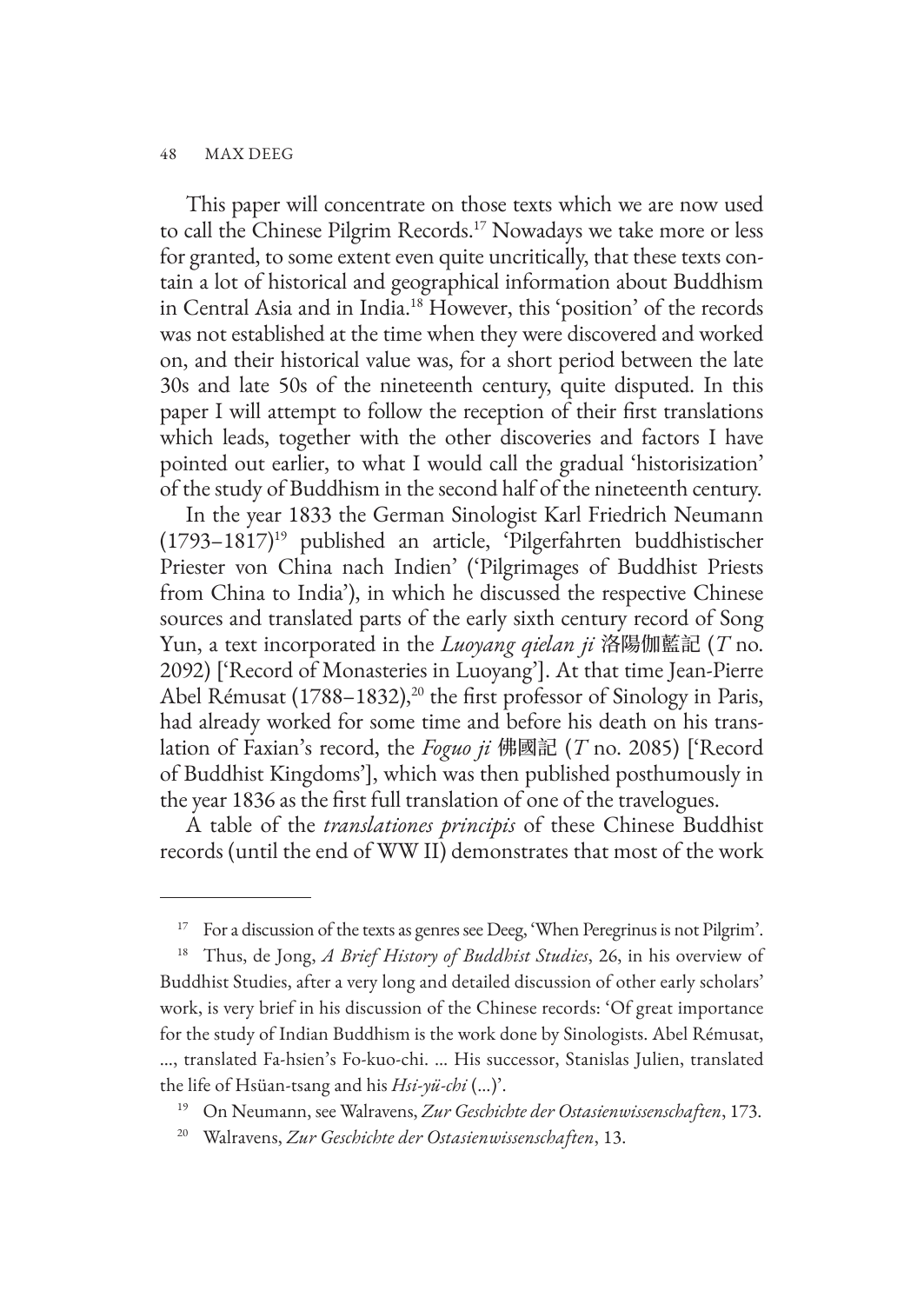This paper will concentrate on those texts which we are now used to call the Chinese Pilgrim Records.[17] Nowadays we take more or less for granted, to some extent even quite uncritically, that these texts contain a lot of historical and geographical information about Buddhism in Central Asia and in India.[18] However, this 'position' of the records was not established at the time when they were discovered and worked on, and their historical value was, for a short period between the late 30s and late 50s of the nineteenth century, quite disputed. In this paper I will attempt to follow the reception of their first translations which leads, together with the other discoveries and factors I have pointed out earlier, to what I would call the gradual 'historisization' of the study of Buddhism in the second half of the nineteenth century.

In the year 1833 the German Sinologist Karl Friedrich Neumann (1793–1817)[19] published an article, 'Pilgerfahrten buddhistischer Priester von China nach Indien' ('Pilgrimages of Buddhist Priests from China to India'), in which he discussed the respective Chinese sources and translated parts of the early sixth century record of Song Yun, a text incorporated in the *Luoyang qielan ji* 洛陽伽藍記 (*T* no. 2092) ['Record of Monasteries in Luoyang']. At that time Jean-Pierre Abel Rémusat (1788–1832),[20] the first professor of Sinology in Paris, had already worked for some time and before his death on his translation of Faxian's record, the *Foguo ji* 佛國記 (*T* no. 2085) ['Record of Buddhist Kingdoms'], which was then published posthumously in the year 1836 as the first full translation of one of the travelogues.

A table of the *translationes principis* of these Chinese Buddhist records (until the end of WW II) demonstrates that most of the work

---

[17] For a discussion of the texts as genres see Deeg, 'When Peregrinus is not Pilgrim'.

[18] Thus, de Jong, *A Brief History of Buddhist Studies*, 26, in his overview of Buddhist Studies, after a very long and detailed discussion of other early scholars' work, is very brief in his discussion of the Chinese records: 'Of great importance for the study of Indian Buddhism is the work done by Sinologists. Abel Rémusat, ..., translated Fa-hsien's Fo-kuo-chi. ... His successor, Stanislas Julien, translated the life of Hsüan-tsang and his *Hsi-yü-chi* (...)'.

[19] On Neumann, see Walravens, *Zur Geschichte der Ostasienwissenschaften*, 173.

[20] Walravens, *Zur Geschichte der Ostasienwissenschaften*, 13.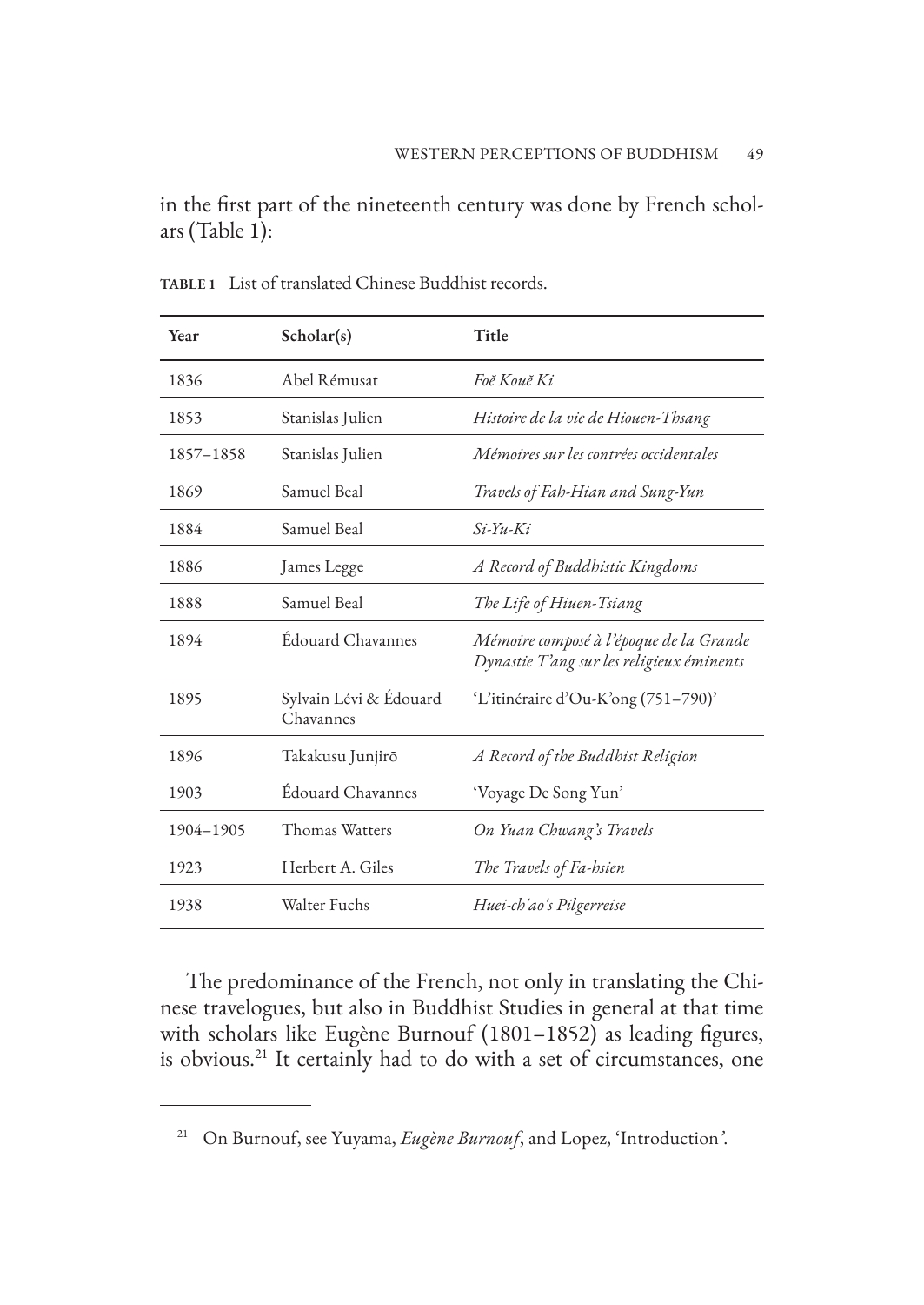in the first part of the nineteenth century was done by French scholars (Table 1):

**TABLE 1** List of translated Chinese Buddhist records.

| Year | Scholar(s) | Title |
|---|---|---|
| 1836 | Abel Rémusat | *Foĕ Kouĕ Ki* |
| 1853 | Stanislas Julien | *Histoire de la vie de Hiouen-Thsang* |
| 1857–1858 | Stanislas Julien | *Mémoires sur les contrées occidentales* |
| 1869 | Samuel Beal | *Travels of Fah-Hian and Sung-Yun* |
| 1884 | Samuel Beal | *Si-Yu-Ki* |
| 1886 | James Legge | *A Record of Buddhistic Kingdoms* |
| 1888 | Samuel Beal | *The Life of Hiuen-Tsiang* |
| 1894 | Édouard Chavannes | *Mémoire composé à l'époque de la Grande Dynastie T'ang sur les religieux éminents* |
| 1895 | Sylvain Lévi & Édouard Chavannes | 'L'itinéraire d'Ou-K'ong (751–790)' |
| 1896 | Takakusu Junjirō | *A Record of the Buddhist Religion* |
| 1903 | Édouard Chavannes | 'Voyage De Song Yun' |
| 1904–1905 | Thomas Watters | *On Yuan Chwang's Travels* |
| 1923 | Herbert A. Giles | *The Travels of Fa-hsien* |
| 1938 | Walter Fuchs | *Huei-ch'ao's Pilgerreise* |

The predominance of the French, not only in translating the Chinese travelogues, but also in Buddhist Studies in general at that time with scholars like Eugène Burnouf (1801–1852) as leading figures, is obvious.[21] It certainly had to do with a set of circumstances, one

[21] On Burnouf, see Yuyama, *Eugène Burnouf*, and Lopez, 'Introduction'.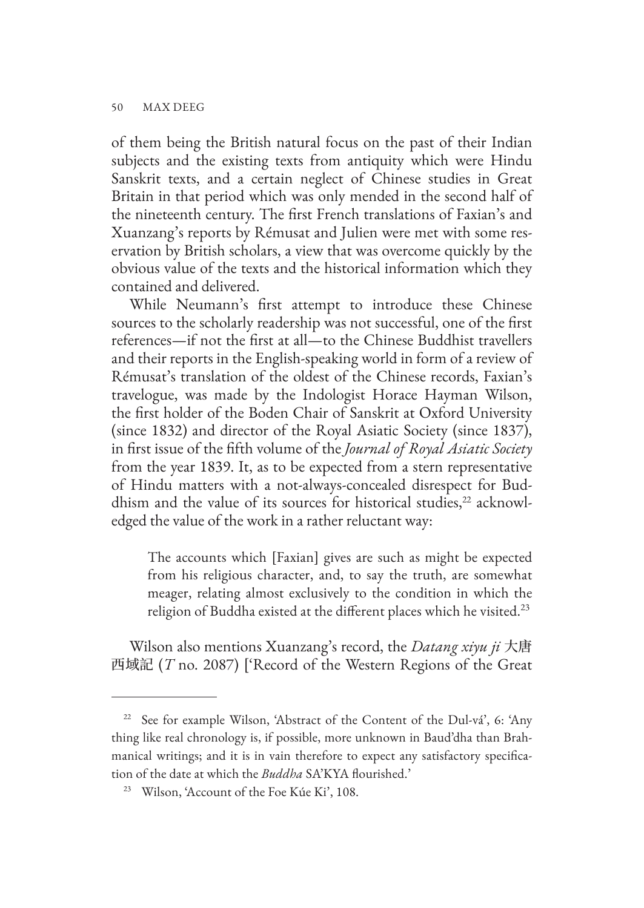of them being the British natural focus on the past of their Indian subjects and the existing texts from antiquity which were Hindu Sanskrit texts, and a certain neglect of Chinese studies in Great Britain in that period which was only mended in the second half of the nineteenth century. The first French translations of Faxian's and Xuanzang's reports by Rémusat and Julien were met with some reservation by British scholars, a view that was overcome quickly by the obvious value of the texts and the historical information which they contained and delivered.

While Neumann's first attempt to introduce these Chinese sources to the scholarly readership was not successful, one of the first references—if not the first at all—to the Chinese Buddhist travellers and their reports in the English-speaking world in form of a review of Rémusat's translation of the oldest of the Chinese records, Faxian's travelogue, was made by the Indologist Horace Hayman Wilson, the first holder of the Boden Chair of Sanskrit at Oxford University (since 1832) and director of the Royal Asiatic Society (since 1837), in first issue of the fifth volume of the *Journal of Royal Asiatic Society* from the year 1839. It, as to be expected from a stern representative of Hindu matters with a not-always-concealed disrespect for Buddhism and the value of its sources for historical studies,[22] acknowledged the value of the work in a rather reluctant way:

> The accounts which [Faxian] gives are such as might be expected from his religious character, and, to say the truth, are somewhat meager, relating almost exclusively to the condition in which the religion of Buddha existed at the different places which he visited.[23]

Wilson also mentions Xuanzang's record, the *Datang xiyu ji* 大唐西域記 (*T* no. 2087) ['Record of the Western Regions of the Great

---

[22] See for example Wilson, 'Abstract of the Content of the Dul-vá', 6: 'Any thing like real chronology is, if possible, more unknown in Baud'dha than Brahmanical writings; and it is in vain therefore to expect any satisfactory specification of the date at which the *Buddha* SA'KYA flourished.'

[23] Wilson, 'Account of the Foe Kúe Ki', 108.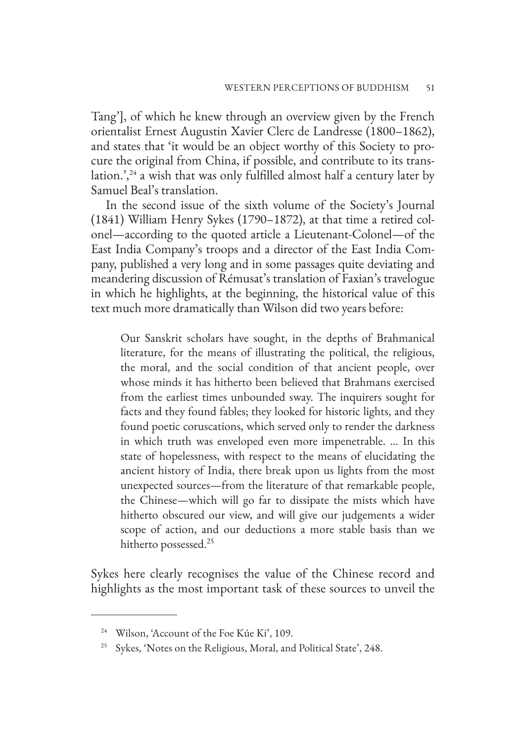Tang'], of which he knew through an overview given by the French orientalist Ernest Augustin Xavier Clerc de Landresse (1800–1862), and states that 'it would be an object worthy of this Society to procure the original from China, if possible, and contribute to its translation.',[24] a wish that was only fulfilled almost half a century later by Samuel Beal's translation.

In the second issue of the sixth volume of the Society's Journal (1841) William Henry Sykes (1790–1872), at that time a retired colonel—according to the quoted article a Lieutenant-Colonel—of the East India Company's troops and a director of the East India Company, published a very long and in some passages quite deviating and meandering discussion of Rémusat's translation of Faxian's travelogue in which he highlights, at the beginning, the historical value of this text much more dramatically than Wilson did two years before:

> Our Sanskrit scholars have sought, in the depths of Brahmanical literature, for the means of illustrating the political, the religious, the moral, and the social condition of that ancient people, over whose minds it has hitherto been believed that Brahmans exercised from the earliest times unbounded sway. The inquirers sought for facts and they found fables; they looked for historic lights, and they found poetic coruscations, which served only to render the darkness in which truth was enveloped even more impenetrable. ... In this state of hopelessness, with respect to the means of elucidating the ancient history of India, there break upon us lights from the most unexpected sources—from the literature of that remarkable people, the Chinese—which will go far to dissipate the mists which have hitherto obscured our view, and will give our judgements a wider scope of action, and our deductions a more stable basis than we hitherto possessed.[25]

Sykes here clearly recognises the value of the Chinese record and highlights as the most important task of these sources to unveil the

---

[24] Wilson, 'Account of the Foe Kúe Ki', 109.

[25] Sykes, 'Notes on the Religious, Moral, and Political State', 248.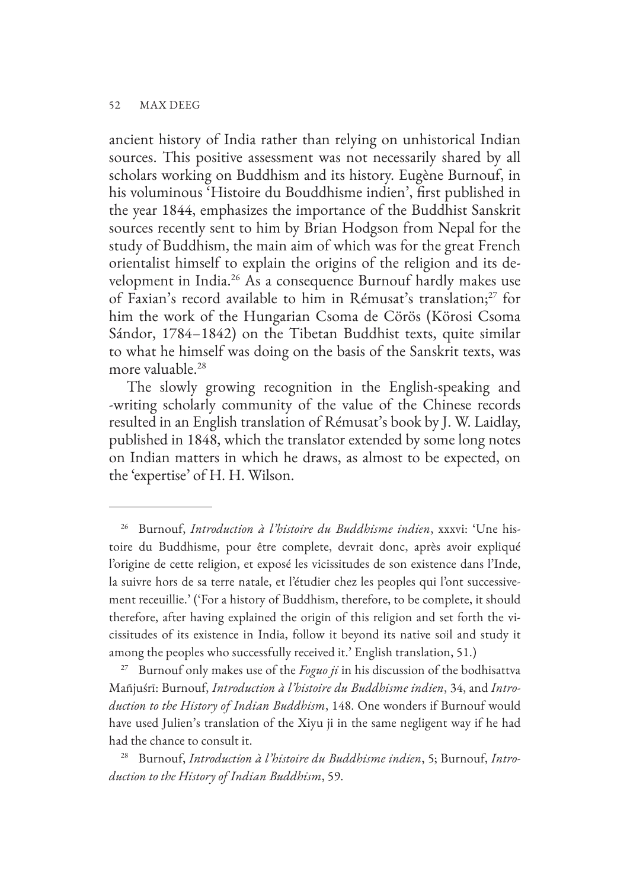ancient history of India rather than relying on unhistorical Indian sources. This positive assessment was not necessarily shared by all scholars working on Buddhism and its history. Eugène Burnouf, in his voluminous 'Histoire du Bouddhisme indien', first published in the year 1844, emphasizes the importance of the Buddhist Sanskrit sources recently sent to him by Brian Hodgson from Nepal for the study of Buddhism, the main aim of which was for the great French orientalist himself to explain the origins of the religion and its development in India.[26] As a consequence Burnouf hardly makes use of Faxian's record available to him in Rémusat's translation;[27] for him the work of the Hungarian Csoma de Cörös (Körosi Csoma Sándor, 1784–1842) on the Tibetan Buddhist texts, quite similar to what he himself was doing on the basis of the Sanskrit texts, was more valuable.[28]

The slowly growing recognition in the English-speaking and -writing scholarly community of the value of the Chinese records resulted in an English translation of Rémusat's book by J. W. Laidlay, published in 1848, which the translator extended by some long notes on Indian matters in which he draws, as almost to be expected, on the 'expertise' of H. H. Wilson.

---

[26] Burnouf, *Introduction à l'histoire du Buddhisme indien*, xxxvi: 'Une histoire du Buddhisme, pour être complete, devrait donc, après avoir expliqué l'origine de cette religion, et exposé les vicissitudes de son existence dans l'Inde, la suivre hors de sa terre natale, et l'étudier chez les peoples qui l'ont successivement receuillie.' ('For a history of Buddhism, therefore, to be complete, it should therefore, after having explained the origin of this religion and set forth the vicissitudes of its existence in India, follow it beyond its native soil and study it among the peoples who successfully received it.' English translation, 51.)

[27] Burnouf only makes use of the *Foguo ji* in his discussion of the bodhisattva Mañjuśrī: Burnouf, *Introduction à l'histoire du Buddhisme indien*, 34, and *Introduction to the History of Indian Buddhism*, 148. One wonders if Burnouf would have used Julien's translation of the Xiyu ji in the same negligent way if he had had the chance to consult it.

[28] Burnouf, *Introduction à l'histoire du Buddhisme indien*, 5; Burnouf, *Introduction to the History of Indian Buddhism*, 59.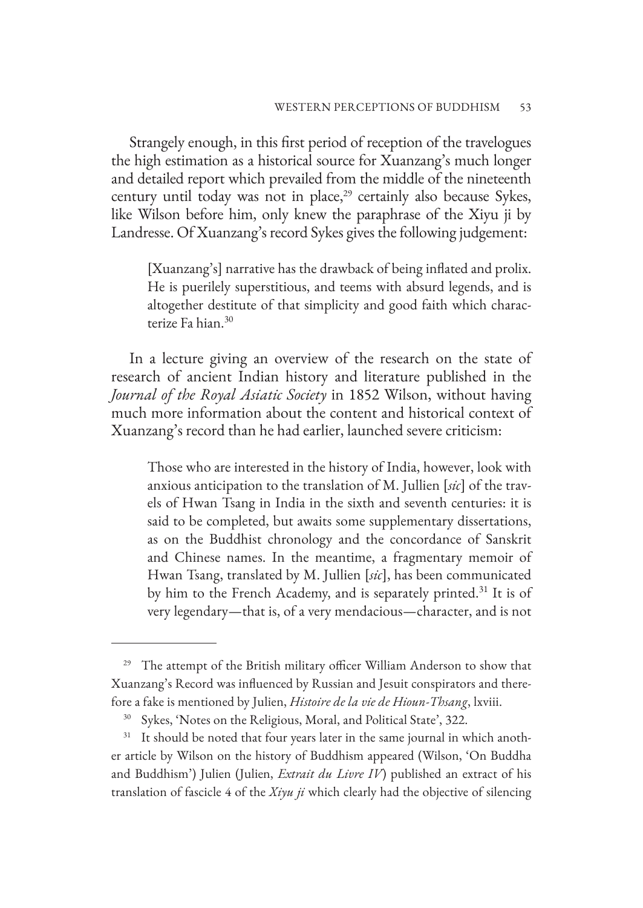Strangely enough, in this first period of reception of the travelogues the high estimation as a historical source for Xuanzang's much longer and detailed report which prevailed from the middle of the nineteenth century until today was not in place,[29] certainly also because Sykes, like Wilson before him, only knew the paraphrase of the Xiyu ji by Landresse. Of Xuanzang's record Sykes gives the following judgement:

> [Xuanzang's] narrative has the drawback of being inflated and prolix. He is puerilely superstitious, and teems with absurd legends, and is altogether destitute of that simplicity and good faith which characterize Fa hian.[30]

In a lecture giving an overview of the research on the state of research of ancient Indian history and literature published in the *Journal of the Royal Asiatic Society* in 1852 Wilson, without having much more information about the content and historical context of Xuanzang's record than he had earlier, launched severe criticism:

> Those who are interested in the history of India, however, look with anxious anticipation to the translation of M. Jullien [*sic*] of the travels of Hwan Tsang in India in the sixth and seventh centuries: it is said to be completed, but awaits some supplementary dissertations, as on the Buddhist chronology and the concordance of Sanskrit and Chinese names. In the meantime, a fragmentary memoir of Hwan Tsang, translated by M. Jullien [*sic*], has been communicated by him to the French Academy, and is separately printed.[31] It is of very legendary—that is, of a very mendacious—character, and is not

---

[29] The attempt of the British military officer William Anderson to show that Xuanzang's Record was influenced by Russian and Jesuit conspirators and therefore a fake is mentioned by Julien, *Histoire de la vie de Hioun-Thsang*, lxviii.

[30] Sykes, 'Notes on the Religious, Moral, and Political State', 322.

[31] It should be noted that four years later in the same journal in which another article by Wilson on the history of Buddhism appeared (Wilson, 'On Buddha and Buddhism') Julien (Julien, *Extrait du Livre IV*) published an extract of his translation of fascicle 4 of the *Xiyu ji* which clearly had the objective of silencing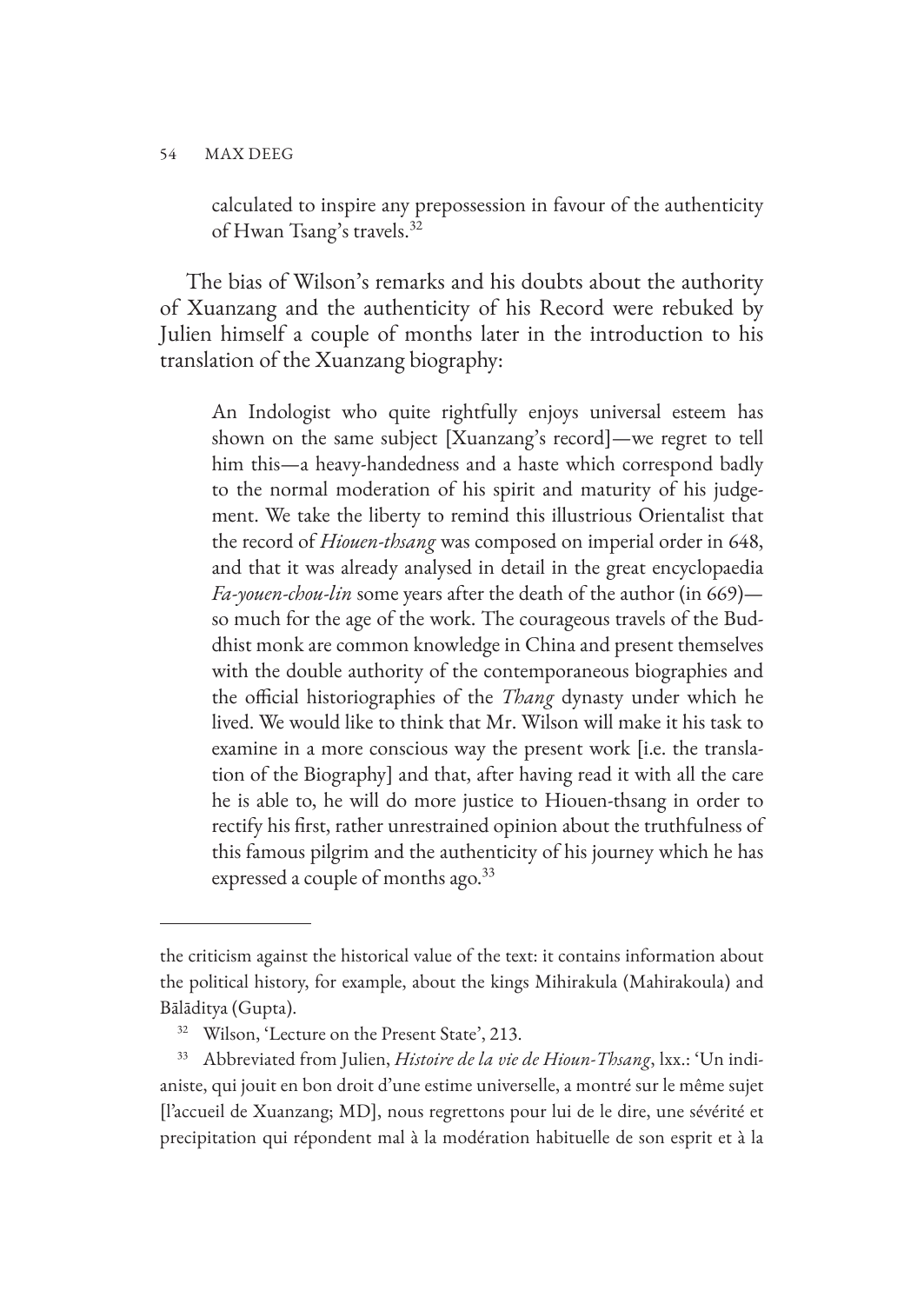> calculated to inspire any prepossession in favour of the authenticity of Hwan Tsang's travels.[32]

The bias of Wilson's remarks and his doubts about the authority of Xuanzang and the authenticity of his Record were rebuked by Julien himself a couple of months later in the introduction to his translation of the Xuanzang biography:

> An Indologist who quite rightfully enjoys universal esteem has shown on the same subject [Xuanzang's record]—we regret to tell him this—a heavy-handedness and a haste which correspond badly to the normal moderation of his spirit and maturity of his judgement. We take the liberty to remind this illustrious Orientalist that the record of *Hiouen-thsang* was composed on imperial order in 648, and that it was already analysed in detail in the great encyclopaedia *Fa-youen-chou-lin* some years after the death of the author (in 669)—so much for the age of the work. The courageous travels of the Buddhist monk are common knowledge in China and present themselves with the double authority of the contemporaneous biographies and the official historiographies of the *Thang* dynasty under which he lived. We would like to think that Mr. Wilson will make it his task to examine in a more conscious way the present work [i.e. the translation of the Biography] and that, after having read it with all the care he is able to, he will do more justice to Hiouen-thsang in order to rectify his first, rather unrestrained opinion about the truthfulness of this famous pilgrim and the authenticity of his journey which he has expressed a couple of months ago.[33]

---

the criticism against the historical value of the text: it contains information about the political history, for example, about the kings Mihirakula (Mahirakoula) and Bālāditya (Gupta).

[32] Wilson, 'Lecture on the Present State', 213.

[33] Abbreviated from Julien, *Histoire de la vie de Hioun-Thsang*, lxx.: 'Un indianiste, qui jouit en bon droit d'une estime universelle, a montré sur le même sujet [l'accueil de Xuanzang; MD], nous regrettons pour lui de le dire, une sévérité et precipitation qui répondent mal à la modération habituelle de son esprit et à la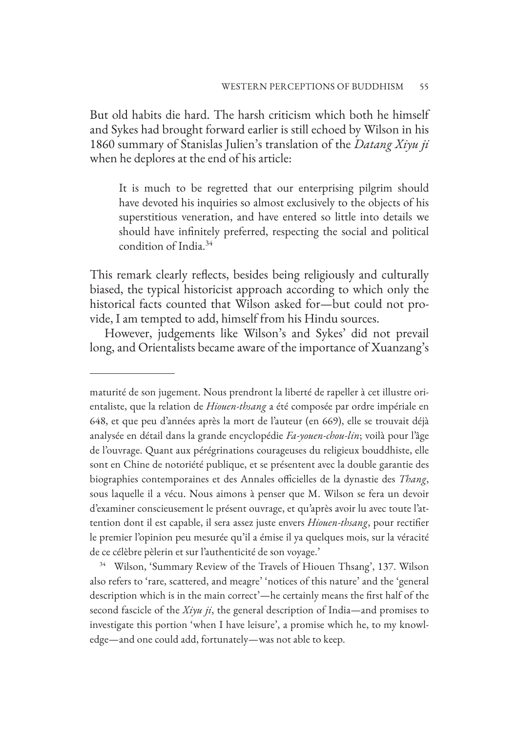But old habits die hard. The harsh criticism which both he himself and Sykes had brought forward earlier is still echoed by Wilson in his 1860 summary of Stanislas Julien's translation of the *Datang Xiyu ji* when he deplores at the end of his article:

> It is much to be regretted that our enterprising pilgrim should have devoted his inquiries so almost exclusively to the objects of his superstitious veneration, and have entered so little into details we should have infinitely preferred, respecting the social and political condition of India.[34]

This remark clearly reflects, besides being religiously and culturally biased, the typical historicist approach according to which only the historical facts counted that Wilson asked for—but could not provide, I am tempted to add, himself from his Hindu sources.

However, judgements like Wilson's and Sykes' did not prevail long, and Orientalists became aware of the importance of Xuanzang's

---

maturité de son jugement. Nous prendront la liberté de rapeller à cet illustre orientaliste, que la relation de *Hiouen-thsang* a été composée par ordre impériale en 648, et que peu d'années après la mort de l'auteur (en 669), elle se trouvait déjà analysée en détail dans la grande encyclopédie *Fa-youen-chou-lin*; voilà pour l'âge de l'ouvrage. Quant aux pérégrinations courageuses du religieux bouddhiste, elle sont en Chine de notoriété publique, et se présentent avec la double garantie des biographies contemporaines et des Annales officielles de la dynastie des *Thang*, sous laquelle il a vécu. Nous aimons à penser que M. Wilson se fera un devoir d'examiner conscieusement le présent ouvrage, et qu'après avoir lu avec toute l'attention dont il est capable, il sera assez juste envers *Hiouen-thsang*, pour rectifier le premier l'opinion peu mesurée qu'il a émise il ya quelques mois, sur la véracité de ce célèbre pèlerin et sur l'authenticité de son voyage.'

[34] Wilson, 'Summary Review of the Travels of Hiouen Thsang', 137. Wilson also refers to 'rare, scattered, and meagre' 'notices of this nature' and the 'general description which is in the main correct'—he certainly means the first half of the second fascicle of the *Xiyu ji*, the general description of India—and promises to investigate this portion 'when I have leisure', a promise which he, to my knowledge—and one could add, fortunately—was not able to keep.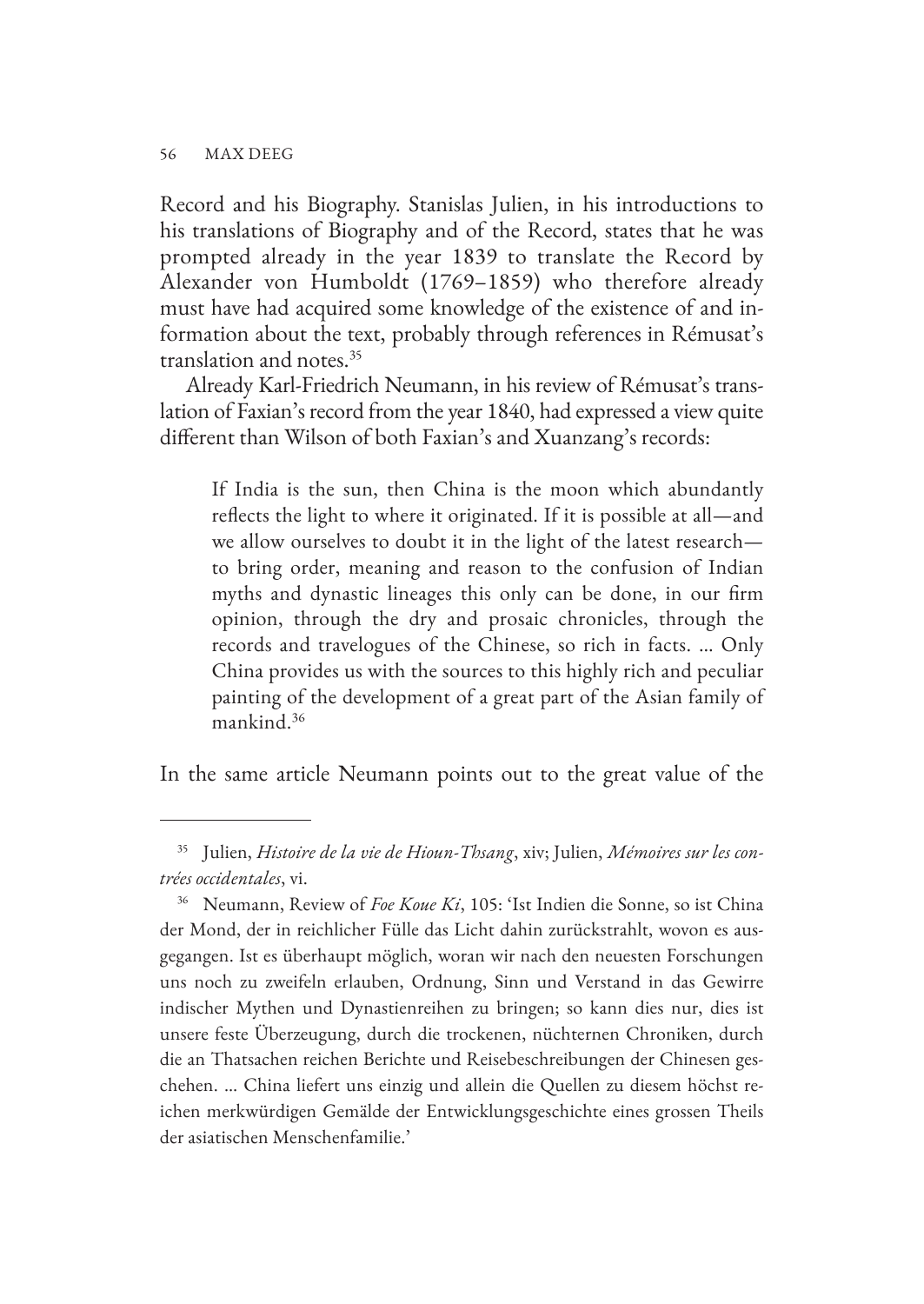Record and his Biography. Stanislas Julien, in his introductions to his translations of Biography and of the Record, states that he was prompted already in the year 1839 to translate the Record by Alexander von Humboldt (1769–1859) who therefore already must have had acquired some knowledge of the existence of and information about the text, probably through references in Rémusat's translation and notes.[35]

Already Karl-Friedrich Neumann, in his review of Rémusat's translation of Faxian's record from the year 1840, had expressed a view quite different than Wilson of both Faxian's and Xuanzang's records:

> If India is the sun, then China is the moon which abundantly reflects the light to where it originated. If it is possible at all—and we allow ourselves to doubt it in the light of the latest research—to bring order, meaning and reason to the confusion of Indian myths and dynastic lineages this only can be done, in our firm opinion, through the dry and prosaic chronicles, through the records and travelogues of the Chinese, so rich in facts. ... Only China provides us with the sources to this highly rich and peculiar painting of the development of a great part of the Asian family of mankind.[36]

In the same article Neumann points out to the great value of the

---

[35] Julien, *Histoire de la vie de Hioun-Thsang*, xiv; Julien, *Mémoires sur les contrées occidentales*, vi.

[36] Neumann, Review of *Foe Koue Ki*, 105: 'Ist Indien die Sonne, so ist China der Mond, der in reichlicher Fülle das Licht dahin zurückstrahlt, wovon es ausgegangen. Ist es überhaupt möglich, woran wir nach den neuesten Forschungen uns noch zu zweifeln erlauben, Ordnung, Sinn und Verstand in das Gewirre indischer Mythen und Dynastienreihen zu bringen; so kann dies nur, dies ist unsere feste Überzeugung, durch die trockenen, nüchternen Chroniken, durch die an Thatsachen reichen Berichte und Reisebeschreibungen der Chinesen geschehen. ... China liefert uns einzig und allein die Quellen zu diesem höchst reichen merkwürdigen Gemälde der Entwicklungsgeschichte eines grossen Theils der asiatischen Menschenfamilie.'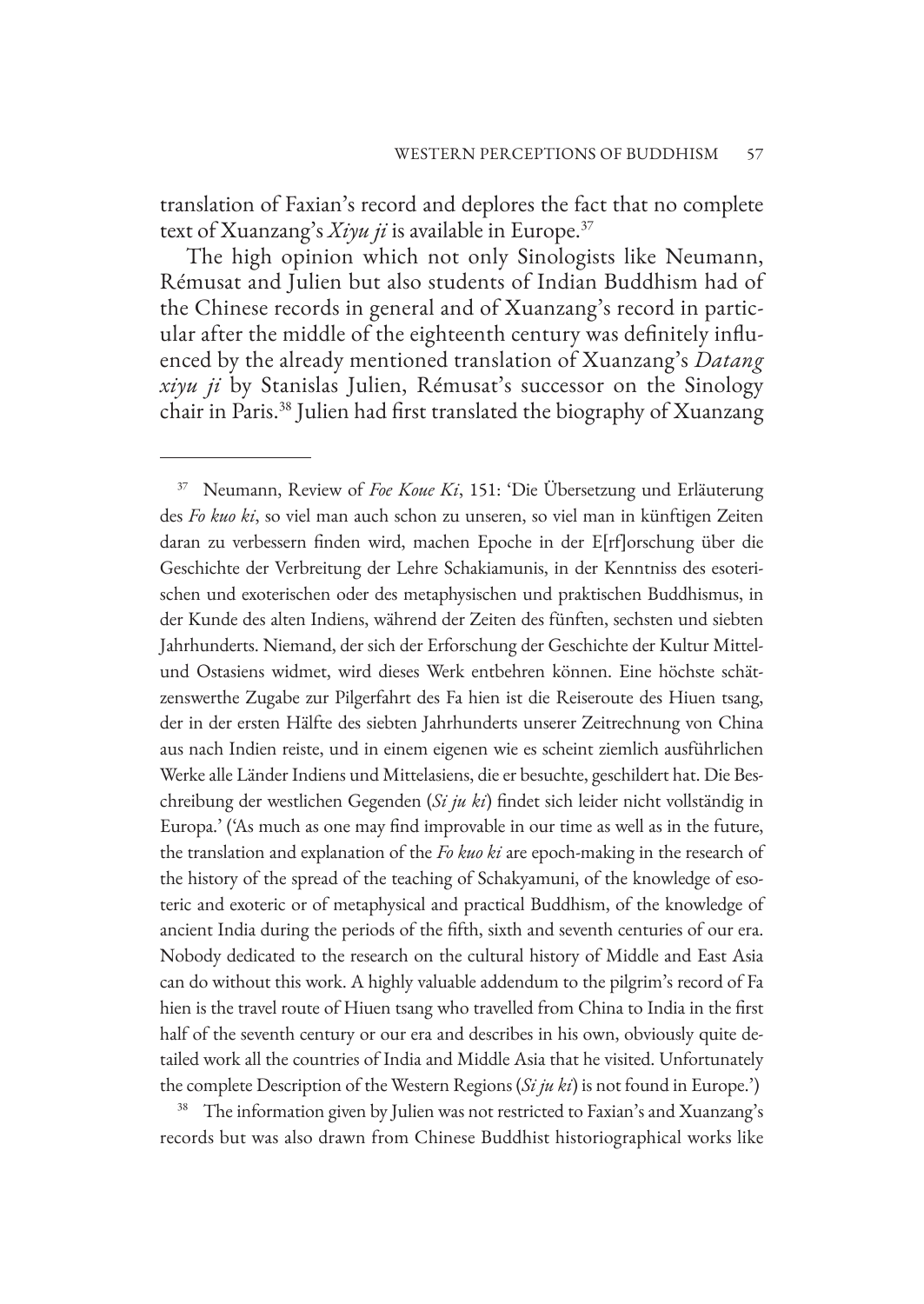translation of Faxian's record and deplores the fact that no complete text of Xuanzang's *Xiyu ji* is available in Europe.[37]

The high opinion which not only Sinologists like Neumann, Rémusat and Julien but also students of Indian Buddhism had of the Chinese records in general and of Xuanzang's record in particular after the middle of the eighteenth century was definitely influenced by the already mentioned translation of Xuanzang's *Datang xiyu ji* by Stanislas Julien, Rémusat's successor on the Sinology chair in Paris.[38] Julien had first translated the biography of Xuanzang

---

[37] Neumann, Review of *Foe Koue Ki*, 151: 'Die Übersetzung und Erläuterung des *Fo kuo ki*, so viel man auch schon zu unseren, so viel man in künftigen Zeiten daran zu verbessern finden wird, machen Epoche in der E[rf]orschung über die Geschichte der Verbreitung der Lehre Schakiamunis, in der Kenntniss des esoterischen und exoterischen oder des metaphysischen und praktischen Buddhismus, in der Kunde des alten Indiens, während der Zeiten des fünften, sechsten und siebten Jahrhunderts. Niemand, der sich der Erforschung der Geschichte der Kultur Mittel- und Ostasiens widmet, wird dieses Werk entbehren können. Eine höchste schätzenswerthe Zugabe zur Pilgerfahrt des Fa hien ist die Reiseroute des Hiuen tsang, der in der ersten Hälfte des siebten Jahrhunderts unserer Zeitrechnung von China aus nach Indien reiste, und in einem eigenen wie es scheint ziemlich ausführlichen Werke alle Länder Indiens und Mittelasiens, die er besuchte, geschildert hat. Die Beschreibung der westlichen Gegenden (*Si ju ki*) findet sich leider nicht vollständig in Europa.' ('As much as one may find improvable in our time as well as in the future, the translation and explanation of the *Fo kuo ki* are epoch-making in the research of the history of the spread of the teaching of Schakyamuni, of the knowledge of esoteric and exoteric or of metaphysical and practical Buddhism, of the knowledge of ancient India during the periods of the fifth, sixth and seventh centuries of our era. Nobody dedicated to the research on the cultural history of Middle and East Asia can do without this work. A highly valuable addendum to the pilgrim's record of Fa hien is the travel route of Hiuen tsang who travelled from China to India in the first half of the seventh century or our era and describes in his own, obviously quite detailed work all the countries of India and Middle Asia that he visited. Unfortunately the complete Description of the Western Regions (*Si ju ki*) is not found in Europe.')

[38] The information given by Julien was not restricted to Faxian's and Xuanzang's records but was also drawn from Chinese Buddhist historiographical works like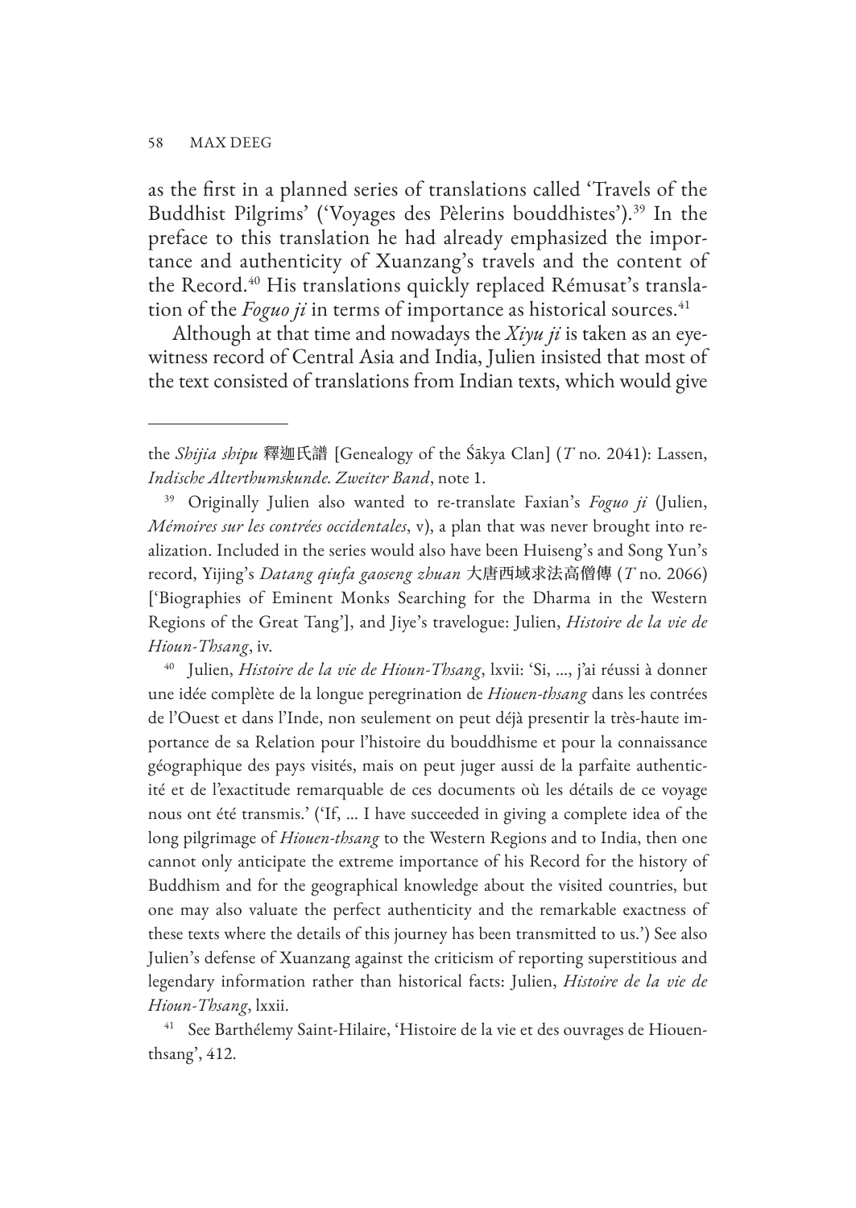as the first in a planned series of translations called 'Travels of the Buddhist Pilgrims' ('Voyages des Pèlerins bouddhistes').[39] In the preface to this translation he had already emphasized the importance and authenticity of Xuanzang's travels and the content of the Record.[40] His translations quickly replaced Rémusat's translation of the *Foguo ji* in terms of importance as historical sources.[41]

Although at that time and nowadays the *Xiyu ji* is taken as an eyewitness record of Central Asia and India, Julien insisted that most of the text consisted of translations from Indian texts, which would give

---

the *Shijia shipu* 釋迦氏譜 [Genealogy of the Śākya Clan] (*T* no. 2041): Lassen, *Indische Alterthumskunde. Zweiter Band*, note 1.

[39] Originally Julien also wanted to re-translate Faxian's *Foguo ji* (Julien, *Mémoires sur les contrées occidentales*, v), a plan that was never brought into realization. Included in the series would also have been Huiseng's and Song Yun's record, Yijing's *Datang qiufa gaoseng zhuan* 大唐西域求法高僧傳 (*T* no. 2066) ['Biographies of Eminent Monks Searching for the Dharma in the Western Regions of the Great Tang'], and Jiye's travelogue: Julien, *Histoire de la vie de Hioun-Thsang*, iv.

[40] Julien, *Histoire de la vie de Hioun-Thsang*, lxvii: 'Si, ..., j'ai réussi à donner une idée complète de la longue peregrination de *Hiouen-thsang* dans les contrées de l'Ouest et dans l'Inde, non seulement on peut déjà presentir la très-haute importance de sa Relation pour l'histoire du bouddhisme et pour la connaissance géographique des pays visités, mais on peut juger aussi de la parfaite authenticité et de l'exactitude remarquable de ces documents où les détails de ce voyage nous ont été transmis.' ('If, ... I have succeeded in giving a complete idea of the long pilgrimage of *Hiouen-thsang* to the Western Regions and to India, then one cannot only anticipate the extreme importance of his Record for the history of Buddhism and for the geographical knowledge about the visited countries, but one may also valuate the perfect authenticity and the remarkable exactness of these texts where the details of this journey has been transmitted to us.') See also Julien's defense of Xuanzang against the criticism of reporting superstitious and legendary information rather than historical facts: Julien, *Histoire de la vie de Hioun-Thsang*, lxxii.

[41] See Barthélemy Saint-Hilaire, 'Histoire de la vie et des ouvrages de Hiouenthsang', 412.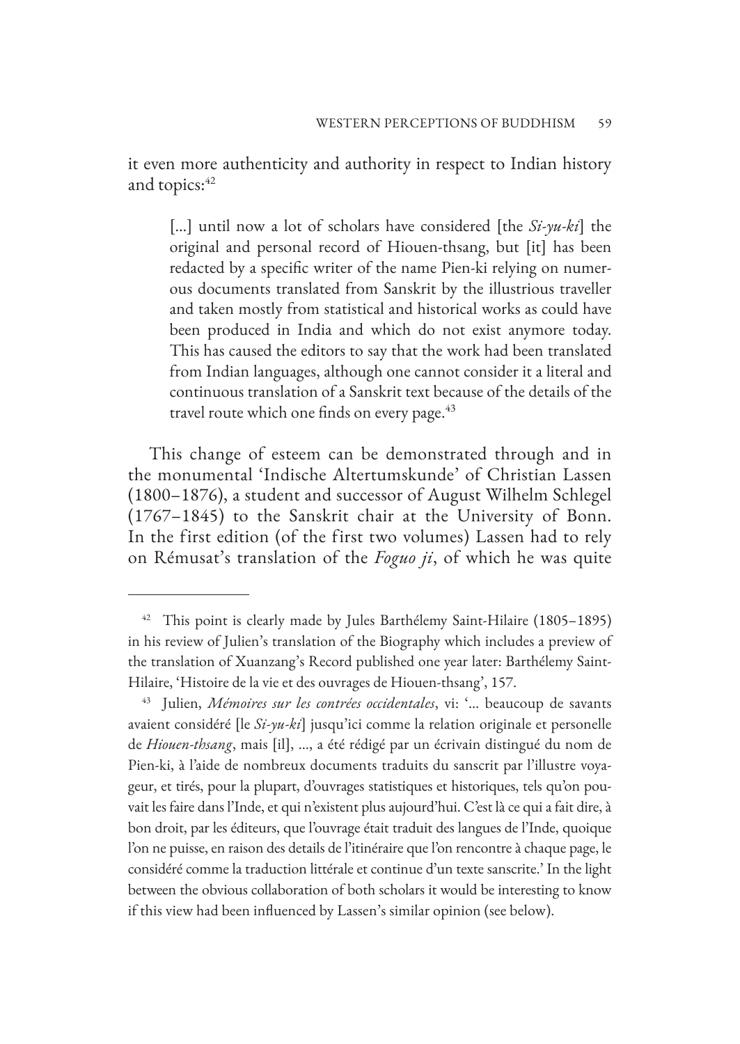it even more authenticity and authority in respect to Indian history and topics:[42]

> [...] until now a lot of scholars have considered [the *Si-yu-ki*] the original and personal record of Hiouen-thsang, but [it] has been redacted by a specific writer of the name Pien-ki relying on numerous documents translated from Sanskrit by the illustrious traveller and taken mostly from statistical and historical works as could have been produced in India and which do not exist anymore today. This has caused the editors to say that the work had been translated from Indian languages, although one cannot consider it a literal and continuous translation of a Sanskrit text because of the details of the travel route which one finds on every page.[43]

This change of esteem can be demonstrated through and in the monumental 'Indische Altertumskunde' of Christian Lassen (1800–1876), a student and successor of August Wilhelm Schlegel (1767–1845) to the Sanskrit chair at the University of Bonn. In the first edition (of the first two volumes) Lassen had to rely on Rémusat's translation of the *Foguo ji*, of which he was quite

---

[42] This point is clearly made by Jules Barthélemy Saint-Hilaire (1805–1895) in his review of Julien's translation of the Biography which includes a preview of the translation of Xuanzang's Record published one year later: Barthélemy Saint-Hilaire, 'Histoire de la vie et des ouvrages de Hiouen-thsang', 157.

[43] Julien, *Mémoires sur les contrées occidentales*, vi: '... beaucoup de savants avaient considéré [le *Si-yu-ki*] jusqu'ici comme la relation originale et personelle de *Hiouen-thsang*, mais [il], ..., a été rédigé par un écrivain distingué du nom de Pien-ki, à l'aide de nombreux documents traduits du sanscrit par l'illustre voyageur, et tirés, pour la plupart, d'ouvrages statistiques et historiques, tels qu'on pouvait les faire dans l'Inde, et qui n'existent plus aujourd'hui. C'est là ce qui a fait dire, à bon droit, par les éditeurs, que l'ouvrage était traduit des langues de l'Inde, quoique l'on ne puisse, en raison des details de l'itinéraire que l'on rencontre à chaque page, le considéré comme la traduction littérale et continue d'un texte sanscrite.' In the light between the obvious collaboration of both scholars it would be interesting to know if this view had been influenced by Lassen's similar opinion (see below).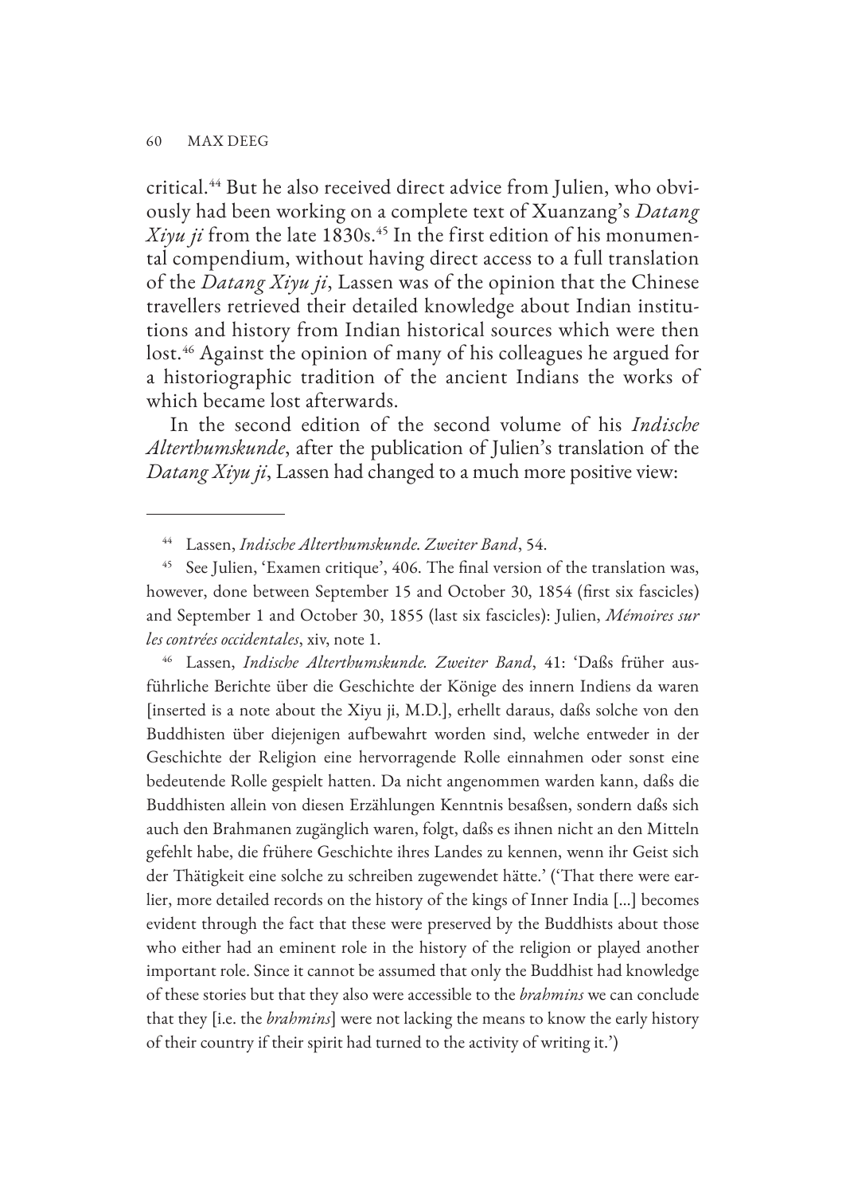critical.[44] But he also received direct advice from Julien, who obviously had been working on a complete text of Xuanzang's *Datang Xiyu ji* from the late 1830s.[45] In the first edition of his monumental compendium, without having direct access to a full translation of the *Datang Xiyu ji*, Lassen was of the opinion that the Chinese travellers retrieved their detailed knowledge about Indian institutions and history from Indian historical sources which were then lost.[46] Against the opinion of many of his colleagues he argued for a historiographic tradition of the ancient Indians the works of which became lost afterwards.

In the second edition of the second volume of his *Indische Alterthumskunde*, after the publication of Julien's translation of the *Datang Xiyu ji*, Lassen had changed to a much more positive view:

---

[44] Lassen, *Indische Alterthumskunde. Zweiter Band*, 54.

[45] See Julien, 'Examen critique', 406. The final version of the translation was, however, done between September 15 and October 30, 1854 (first six fascicles) and September 1 and October 30, 1855 (last six fascicles): Julien, *Mémoires sur les contrées occidentales*, xiv, note 1.

[46] Lassen, *Indische Alterthumskunde. Zweiter Band*, 41: 'Daſs früher ausführliche Berichte über die Geschichte der Könige des innern Indiens da waren [inserted is a note about the Xiyu ji, M.D.], erhellt daraus, daſs solche von den Buddhisten über diejenigen aufbewahrt worden sind, welche entweder in der Geschichte der Religion eine hervorragende Rolle einnahmen oder sonst eine bedeutende Rolle gespielt hatten. Da nicht angenommen warden kann, daſs die Buddhisten allein von diesen Erzählungen Kenntnis besaſsen, sondern daſs sich auch den Brahmanen zugänglich waren, folgt, daſs es ihnen nicht an den Mitteln gefehlt habe, die frühere Geschichte ihres Landes zu kennen, wenn ihr Geist sich der Thätigkeit eine solche zu schreiben zugewendet hätte.' ('That there were earlier, more detailed records on the history of the kings of Inner India [...] becomes evident through the fact that these were preserved by the Buddhists about those who either had an eminent role in the history of the religion or played another important role. Since it cannot be assumed that only the Buddhist had knowledge of these stories but that they also were accessible to the *brahmins* we can conclude that they [i.e. the *brahmins*] were not lacking the means to know the early history of their country if their spirit had turned to the activity of writing it.')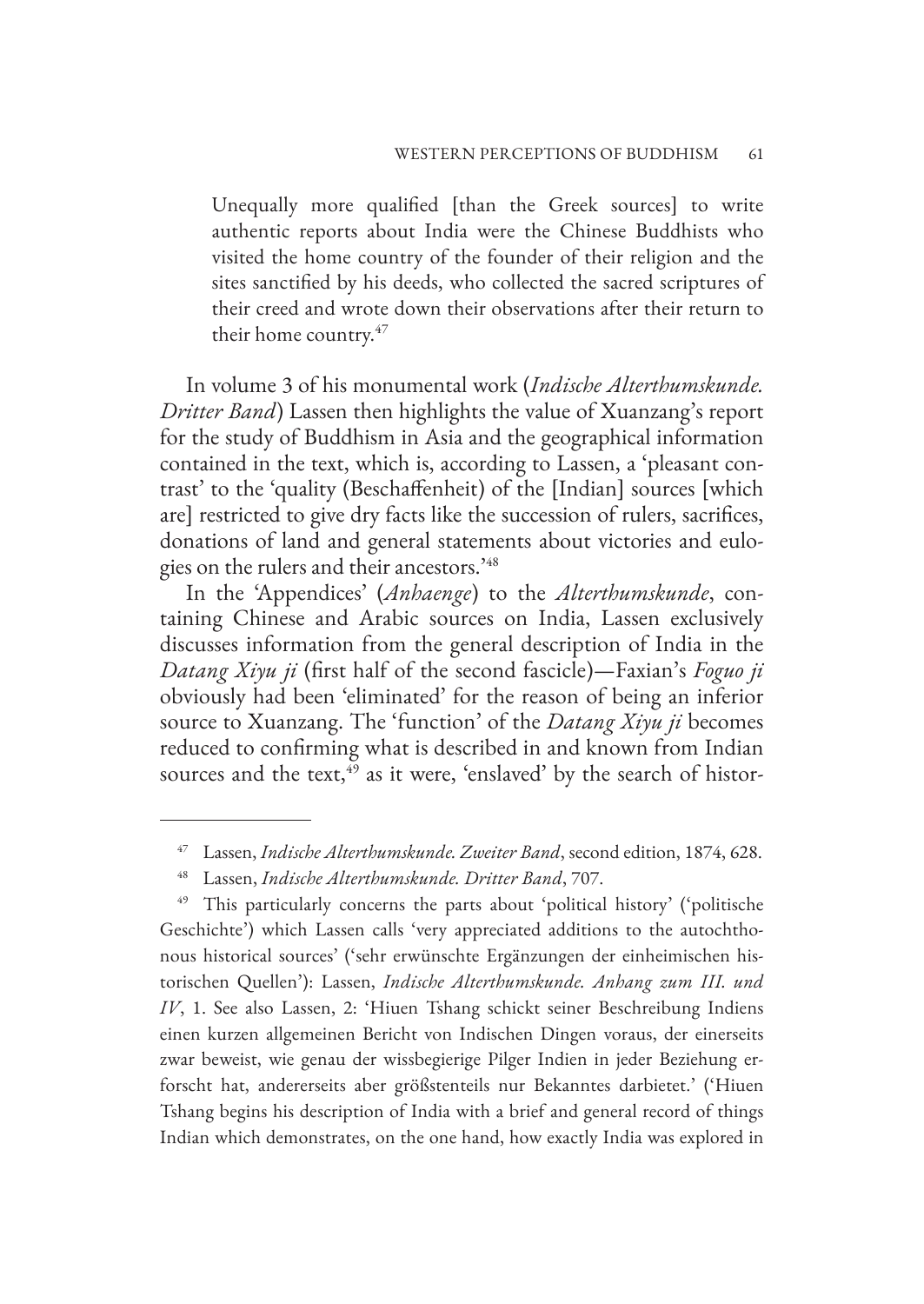> Unequally more qualified [than the Greek sources] to write authentic reports about India were the Chinese Buddhists who visited the home country of the founder of their religion and the sites sanctified by his deeds, who collected the sacred scriptures of their creed and wrote down their observations after their return to their home country.[47]

In volume 3 of his monumental work (*Indische Alterthumskunde. Dritter Band*) Lassen then highlights the value of Xuanzang's report for the study of Buddhism in Asia and the geographical information contained in the text, which is, according to Lassen, a 'pleasant contrast' to the 'quality (Beschaffenheit) of the [Indian] sources [which are] restricted to give dry facts like the succession of rulers, sacrifices, donations of land and general statements about victories and eulogies on the rulers and their ancestors.'[48]

In the 'Appendices' (*Anhaenge*) to the *Alterthumskunde*, containing Chinese and Arabic sources on India, Lassen exclusively discusses information from the general description of India in the *Datang Xiyu ji* (first half of the second fascicle)—Faxian's *Foguo ji* obviously had been 'eliminated' for the reason of being an inferior source to Xuanzang. The 'function' of the *Datang Xiyu ji* becomes reduced to confirming what is described in and known from Indian sources and the text,[49] as it were, 'enslaved' by the search of histor-

---

[47] Lassen, *Indische Alterthumskunde. Zweiter Band*, second edition, 1874, 628.

[48] Lassen, *Indische Alterthumskunde. Dritter Band*, 707.

[49] This particularly concerns the parts about 'political history' ('politische Geschichte') which Lassen calls 'very appreciated additions to the autochthonous historical sources' ('sehr erwünschte Ergänzungen der einheimischen historischen Quellen'): Lassen, *Indische Alterthumskunde. Anhang zum III. und IV*, 1. See also Lassen, 2: 'Hiuen Tshang schickt seiner Beschreibung Indiens einen kurzen allgemeinen Bericht von Indischen Dingen voraus, der einerseits zwar beweist, wie genau der wissbegierige Pilger Indien in jeder Beziehung erforscht hat, andererseits aber größstenteils nur Bekanntes darbietet.' ('Hiuen Tshang begins his description of India with a brief and general record of things Indian which demonstrates, on the one hand, how exactly India was explored in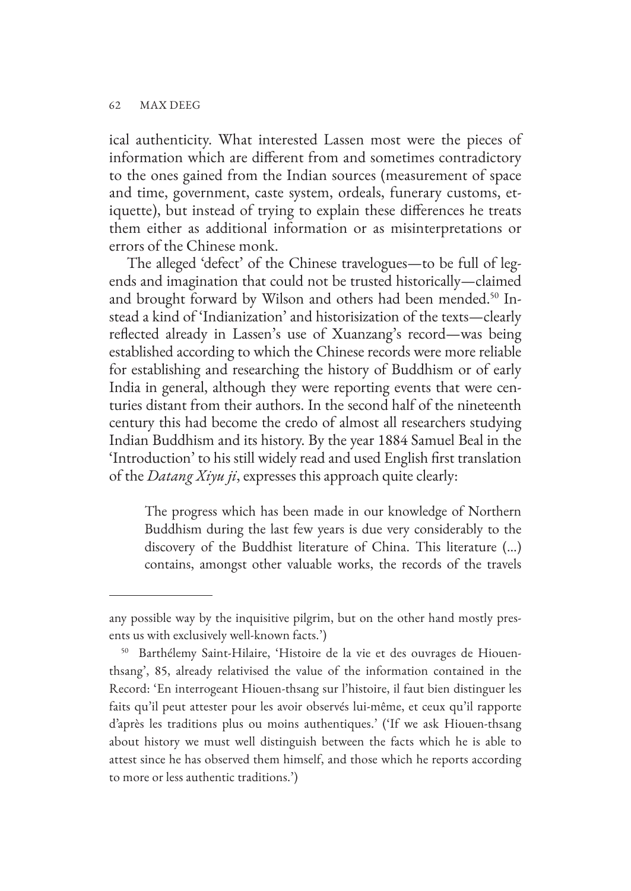ical authenticity. What interested Lassen most were the pieces of information which are different from and sometimes contradictory to the ones gained from the Indian sources (measurement of space and time, government, caste system, ordeals, funerary customs, etiquette), but instead of trying to explain these differences he treats them either as additional information or as misinterpretations or errors of the Chinese monk.

The alleged 'defect' of the Chinese travelogues—to be full of legends and imagination that could not be trusted historically—claimed and brought forward by Wilson and others had been mended.[50] Instead a kind of 'Indianization' and historisization of the texts—clearly reflected already in Lassen's use of Xuanzang's record—was being established according to which the Chinese records were more reliable for establishing and researching the history of Buddhism or of early India in general, although they were reporting events that were centuries distant from their authors. In the second half of the nineteenth century this had become the credo of almost all researchers studying Indian Buddhism and its history. By the year 1884 Samuel Beal in the 'Introduction' to his still widely read and used English first translation of the *Datang Xiyu ji*, expresses this approach quite clearly:

> The progress which has been made in our knowledge of Northern Buddhism during the last few years is due very considerably to the discovery of the Buddhist literature of China. This literature (…) contains, amongst other valuable works, the records of the travels

---

any possible way by the inquisitive pilgrim, but on the other hand mostly presents us with exclusively well-known facts.')

[50] Barthélemy Saint-Hilaire, 'Histoire de la vie et des ouvrages de Hiouen-thsang', 85, already relativised the value of the information contained in the Record: 'En interrogeant Hiouen-thsang sur l'histoire, il faut bien distinguer les faits qu'il peut attester pour les avoir observés lui-même, et ceux qu'il rapporte d'après les traditions plus ou moins authentiques.' ('If we ask Hiouen-thsang about history we must well distinguish between the facts which he is able to attest since he has observed them himself, and those which he reports according to more or less authentic traditions.')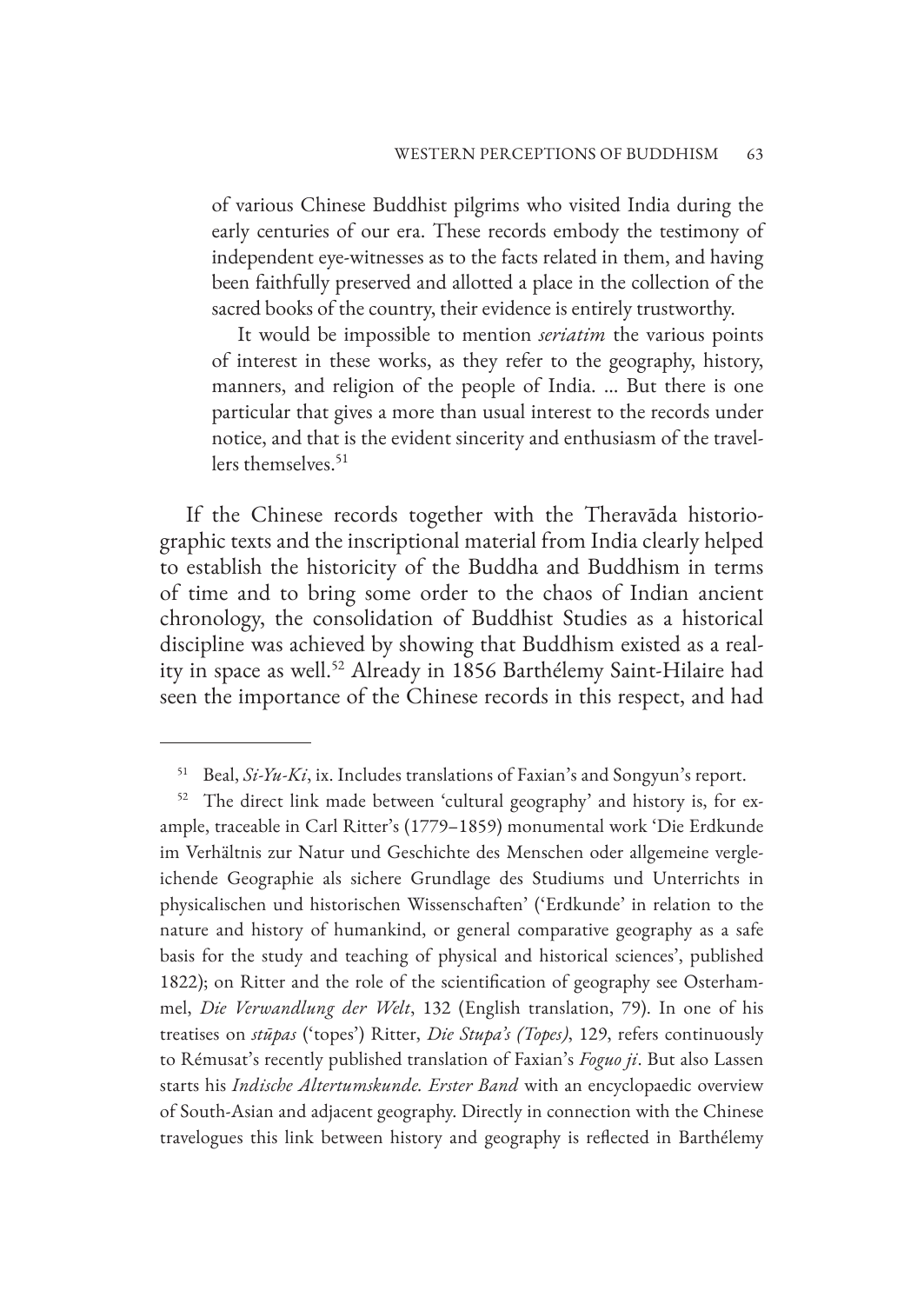of various Chinese Buddhist pilgrims who visited India during the early centuries of our era. These records embody the testimony of independent eye-witnesses as to the facts related in them, and having been faithfully preserved and allotted a place in the collection of the sacred books of the country, their evidence is entirely trustworthy.

It would be impossible to mention *seriatim* the various points of interest in these works, as they refer to the geography, history, manners, and religion of the people of India. ... But there is one particular that gives a more than usual interest to the records under notice, and that is the evident sincerity and enthusiasm of the travellers themselves.[51]

If the Chinese records together with the Theravāda historiographic texts and the inscriptional material from India clearly helped to establish the historicity of the Buddha and Buddhism in terms of time and to bring some order to the chaos of Indian ancient chronology, the consolidation of Buddhist Studies as a historical discipline was achieved by showing that Buddhism existed as a reality in space as well.[52] Already in 1856 Barthélemy Saint-Hilaire had seen the importance of the Chinese records in this respect, and had

---

[51] Beal, *Si-Yu-Ki*, ix. Includes translations of Faxian's and Songyun's report.

[52] The direct link made between 'cultural geography' and history is, for example, traceable in Carl Ritter's (1779–1859) monumental work 'Die Erdkunde im Verhältnis zur Natur und Geschichte des Menschen oder allgemeine vergleichende Geographie als sichere Grundlage des Studiums und Unterrichts in physicalischen und historischen Wissenschaften' ('Erdkunde' in relation to the nature and history of humankind, or general comparative geography as a safe basis for the study and teaching of physical and historical sciences', published 1822); on Ritter and the role of the scientification of geography see Osterhammel, *Die Verwandlung der Welt*, 132 (English translation, 79). In one of his treatises on *stūpas* ('topes') Ritter, *Die Stupa's (Topes)*, 129, refers continuously to Rémusat's recently published translation of Faxian's *Foguo ji*. But also Lassen starts his *Indische Altertumskunde. Erster Band* with an encyclopaedic overview of South-Asian and adjacent geography. Directly in connection with the Chinese travelogues this link between history and geography is reflected in Barthélemy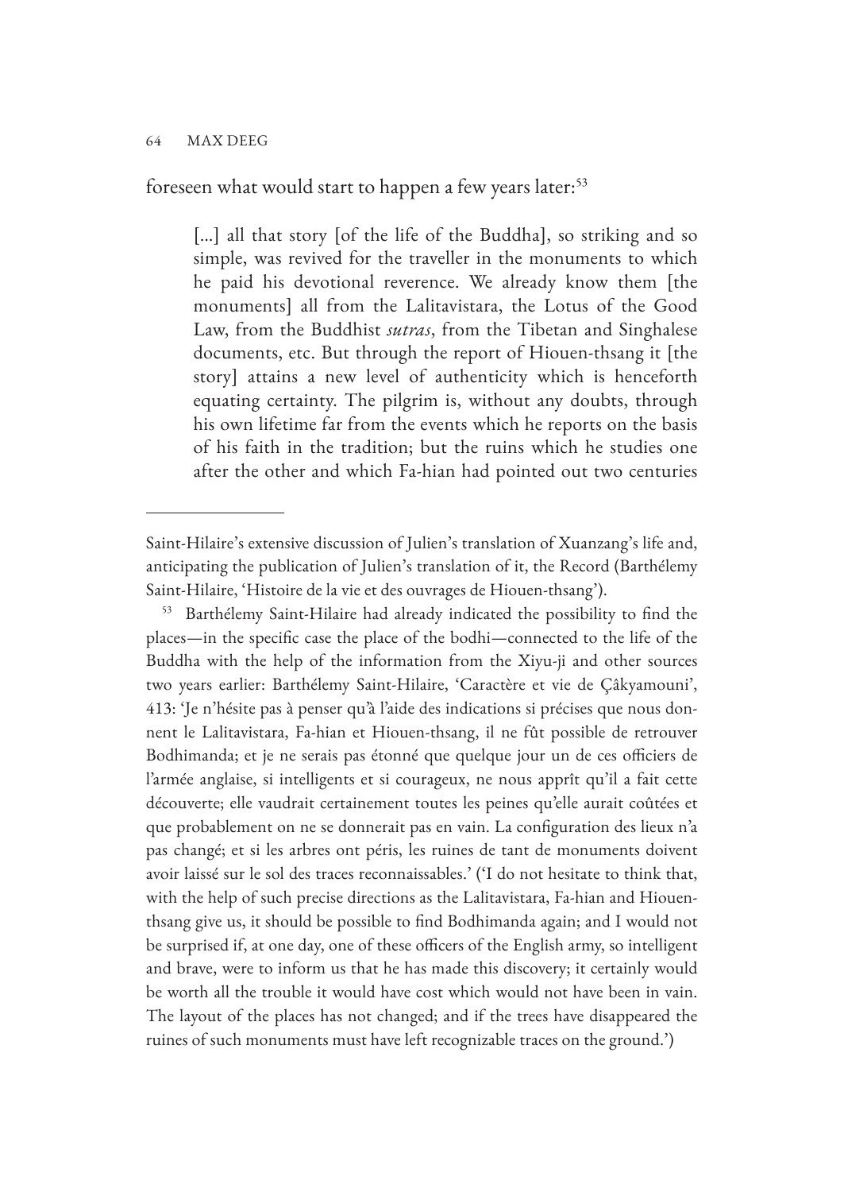foreseen what would start to happen a few years later:[53]

> [...] all that story [of the life of the Buddha], so striking and so simple, was revived for the traveller in the monuments to which he paid his devotional reverence. We already know them [the monuments] all from the Lalitavistara, the Lotus of the Good Law, from the Buddhist *sutras*, from the Tibetan and Singhalese documents, etc. But through the report of Hiouen-thsang it [the story] attains a new level of authenticity which is henceforth equating certainty. The pilgrim is, without any doubts, through his own lifetime far from the events which he reports on the basis of his faith in the tradition; but the ruins which he studies one after the other and which Fa-hian had pointed out two centuries

---

Saint-Hilaire's extensive discussion of Julien's translation of Xuanzang's life and, anticipating the publication of Julien's translation of it, the Record (Barthélemy Saint-Hilaire, 'Histoire de la vie et des ouvrages de Hiouen-thsang').

[53] Barthélemy Saint-Hilaire had already indicated the possibility to find the places—in the specific case the place of the bodhi—connected to the life of the Buddha with the help of the information from the Xiyu-ji and other sources two years earlier: Barthélemy Saint-Hilaire, 'Caractère et vie de Çâkyamouni', 413: 'Je n'hésite pas à penser qu'à l'aide des indications si précises que nous donnent le Lalitavistara, Fa-hian et Hiouen-thsang, il ne fût possible de retrouver Bodhimanda; et je ne serais pas étonné que quelque jour un de ces officiers de l'armée anglaise, si intelligents et si courageux, ne nous apprît qu'il a fait cette découverte; elle vaudrait certainement toutes les peines qu'elle aurait coûtées et que probablement on ne se donnerait pas en vain. La configuration des lieux n'a pas changé; et si les arbres ont péris, les ruines de tant de monuments doivent avoir laissé sur le sol des traces reconnaissables.' ('I do not hesitate to think that, with the help of such precise directions as the Lalitavistara, Fa-hian and Hiouen-thsang give us, it should be possible to find Bodhimanda again; and I would not be surprised if, at one day, one of these officers of the English army, so intelligent and brave, were to inform us that he has made this discovery; it certainly would be worth all the trouble it would have cost which would not have been in vain. The layout of the places has not changed; and if the trees have disappeared the ruines of such monuments must have left recognizable traces on the ground.')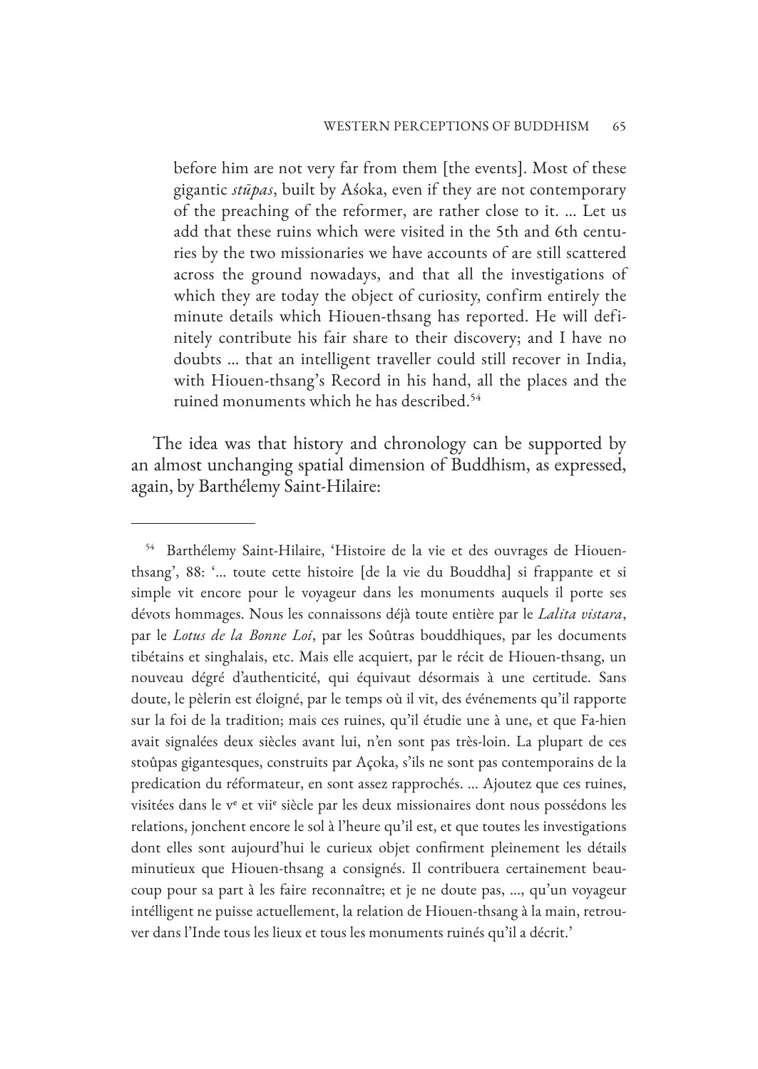> before him are not very far from them [the events]. Most of these gigantic *stūpas*, built by Aśoka, even if they are not contemporary of the preaching of the reformer, are rather close to it. ... Let us add that these ruins which were visited in the 5th and 6th centuries by the two missionaries we have accounts of are still scattered across the ground nowadays, and that all the investigations of which they are today the object of curiosity, confirm entirely the minute details which Hiouen-thsang has reported. He will definitely contribute his fair share to their discovery; and I have no doubts ... that an intelligent traveller could still recover in India, with Hiouen-thsang's Record in his hand, all the places and the ruined monuments which he has described.[54]

The idea was that history and chronology can be supported by an almost unchanging spatial dimension of Buddhism, as expressed, again, by Barthélemy Saint-Hilaire:

---

[54] Barthélemy Saint-Hilaire, 'Histoire de la vie et des ouvrages de Hiouen-thsang', 88: '... toute cette histoire [de la vie du Bouddha] si frappante et si simple vit encore pour le voyageur dans les monuments auquels il porte ses dévots hommages. Nous les connaissons déjà toute entière par le *Lalita vistara*, par le *Lotus de la Bonne Loi*, par les Soûtras bouddhiques, par les documents tibétains et singhalais, etc. Mais elle acquiert, par le récit de Hiouen-thsang, un nouveau dégré d'authenticité, qui équivaut désormais à une certitude. Sans doute, le pèlerin est éloigné, par le temps où il vit, des événements qu'il rapporte sur la foi de la tradition; mais ces ruines, qu'il étudie une à une, et que Fa-hien avait signalées deux siècles avant lui, n'en sont pas très-loin. La plupart de ces stoûpas gigantesques, construits par Açoka, s'ils ne sont pas contemporains de la predication du réformateur, en sont assez rapprochés. ... Ajoutez que ces ruines, visitées dans le v[e] et vii[e] siècle par les deux missionaires dont nous possédons les relations, jonchent encore le sol à l'heure qu'il est, et que toutes les investigations dont elles sont aujourd'hui le curieux objet confirment pleinement les détails minutieux que Hiouen-thsang a consignés. Il contribuera certainement beaucoup pour sa part à les faire reconnaître; et je ne doute pas, ..., qu'un voyageur intélligent ne puisse actuellement, la relation de Hiouen-thsang à la main, retrouver dans l'Inde tous les lieux et tous les monuments ruinés qu'il a décrit.'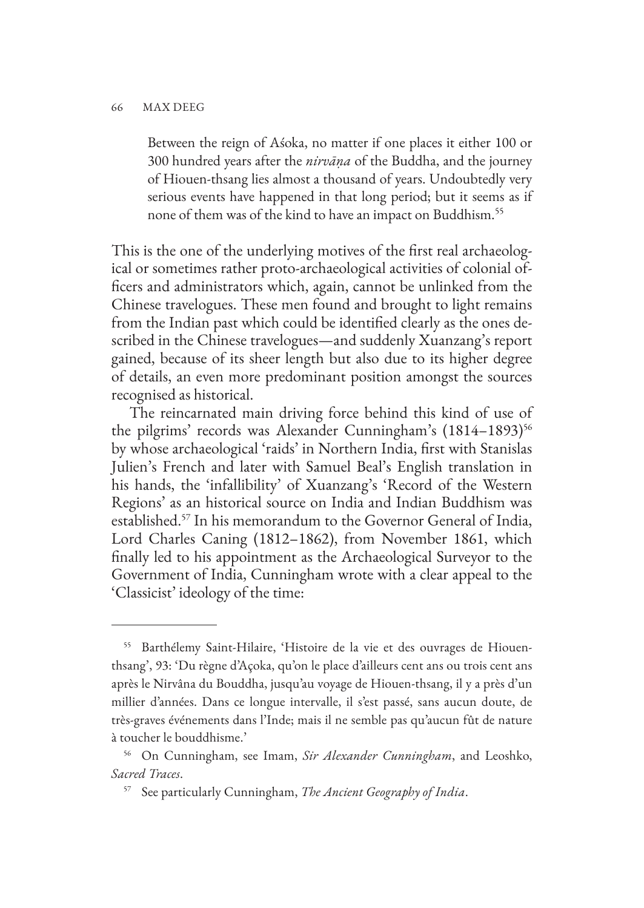> Between the reign of Aśoka, no matter if one places it either 100 or 300 hundred years after the *nirvāṇa* of the Buddha, and the journey of Hiouen-thsang lies almost a thousand of years. Undoubtedly very serious events have happened in that long period; but it seems as if none of them was of the kind to have an impact on Buddhism.[55]

This is the one of the underlying motives of the first real archaeological or sometimes rather proto-archaeological activities of colonial officers and administrators which, again, cannot be unlinked from the Chinese travelogues. These men found and brought to light remains from the Indian past which could be identified clearly as the ones described in the Chinese travelogues—and suddenly Xuanzang's report gained, because of its sheer length but also due to its higher degree of details, an even more predominant position amongst the sources recognised as historical.

The reincarnated main driving force behind this kind of use of the pilgrims' records was Alexander Cunningham's (1814–1893)[56] by whose archaeological 'raids' in Northern India, first with Stanislas Julien's French and later with Samuel Beal's English translation in his hands, the 'infallibility' of Xuanzang's 'Record of the Western Regions' as an historical source on India and Indian Buddhism was established.[57] In his memorandum to the Governor General of India, Lord Charles Caning (1812–1862), from November 1861, which finally led to his appointment as the Archaeological Surveyor to the Government of India, Cunningham wrote with a clear appeal to the 'Classicist' ideology of the time:

---

[55] Barthélemy Saint-Hilaire, 'Histoire de la vie et des ouvrages de Hiouenthsang', 93: 'Du règne d'Açoka, qu'on le place d'ailleurs cent ans ou trois cent ans après le Nirvâna du Bouddha, jusqu'au voyage de Hiouen-thsang, il y a près d'un millier d'années. Dans ce longue intervalle, il s'est passé, sans aucun doute, de très-graves événements dans l'Inde; mais il ne semble pas qu'aucun fût de nature à toucher le bouddhisme.'

[56] On Cunningham, see Imam, *Sir Alexander Cunningham*, and Leoshko, *Sacred Traces*.

[57] See particularly Cunningham, *The Ancient Geography of India*.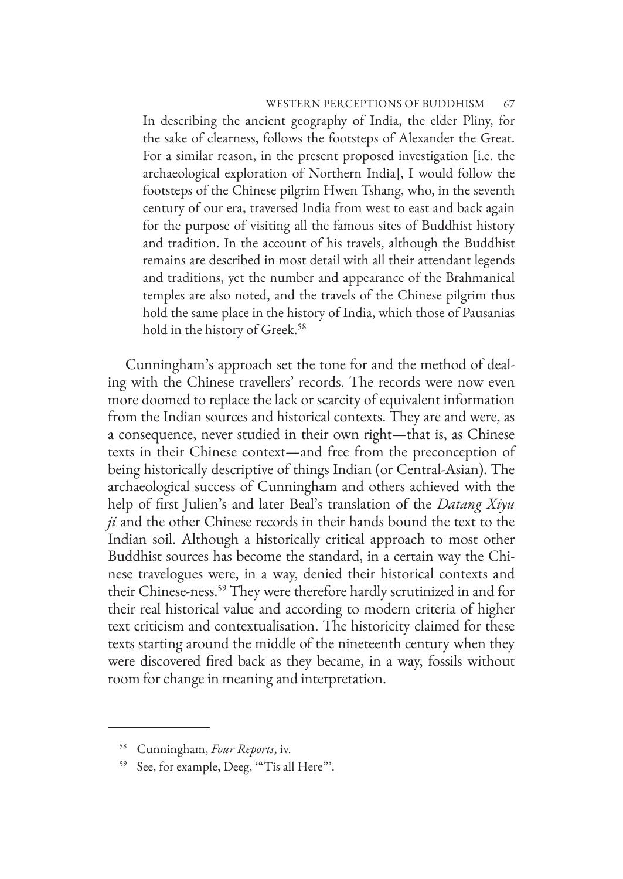> In describing the ancient geography of India, the elder Pliny, for the sake of clearness, follows the footsteps of Alexander the Great. For a similar reason, in the present proposed investigation [i.e. the archaeological exploration of Northern India], I would follow the footsteps of the Chinese pilgrim Hwen Tshang, who, in the seventh century of our era, traversed India from west to east and back again for the purpose of visiting all the famous sites of Buddhist history and tradition. In the account of his travels, although the Buddhist remains are described in most detail with all their attendant legends and traditions, yet the number and appearance of the Brahmanical temples are also noted, and the travels of the Chinese pilgrim thus hold the same place in the history of India, which those of Pausanias hold in the history of Greek.[58]

Cunningham's approach set the tone for and the method of dealing with the Chinese travellers' records. The records were now even more doomed to replace the lack or scarcity of equivalent information from the Indian sources and historical contexts. They are and were, as a consequence, never studied in their own right—that is, as Chinese texts in their Chinese context—and free from the preconception of being historically descriptive of things Indian (or Central-Asian). The archaeological success of Cunningham and others achieved with the help of first Julien's and later Beal's translation of the *Datang Xiyu ji* and the other Chinese records in their hands bound the text to the Indian soil. Although a historically critical approach to most other Buddhist sources has become the standard, in a certain way the Chinese travelogues were, in a way, denied their historical contexts and their Chinese-ness.[59] They were therefore hardly scrutinized in and for their real historical value and according to modern criteria of higher text criticism and contextualisation. The historicity claimed for these texts starting around the middle of the nineteenth century when they were discovered fired back as they became, in a way, fossils without room for change in meaning and interpretation.

---

[58] Cunningham, *Four Reports*, iv.

[59] See, for example, Deeg, '"Tis all Here"'.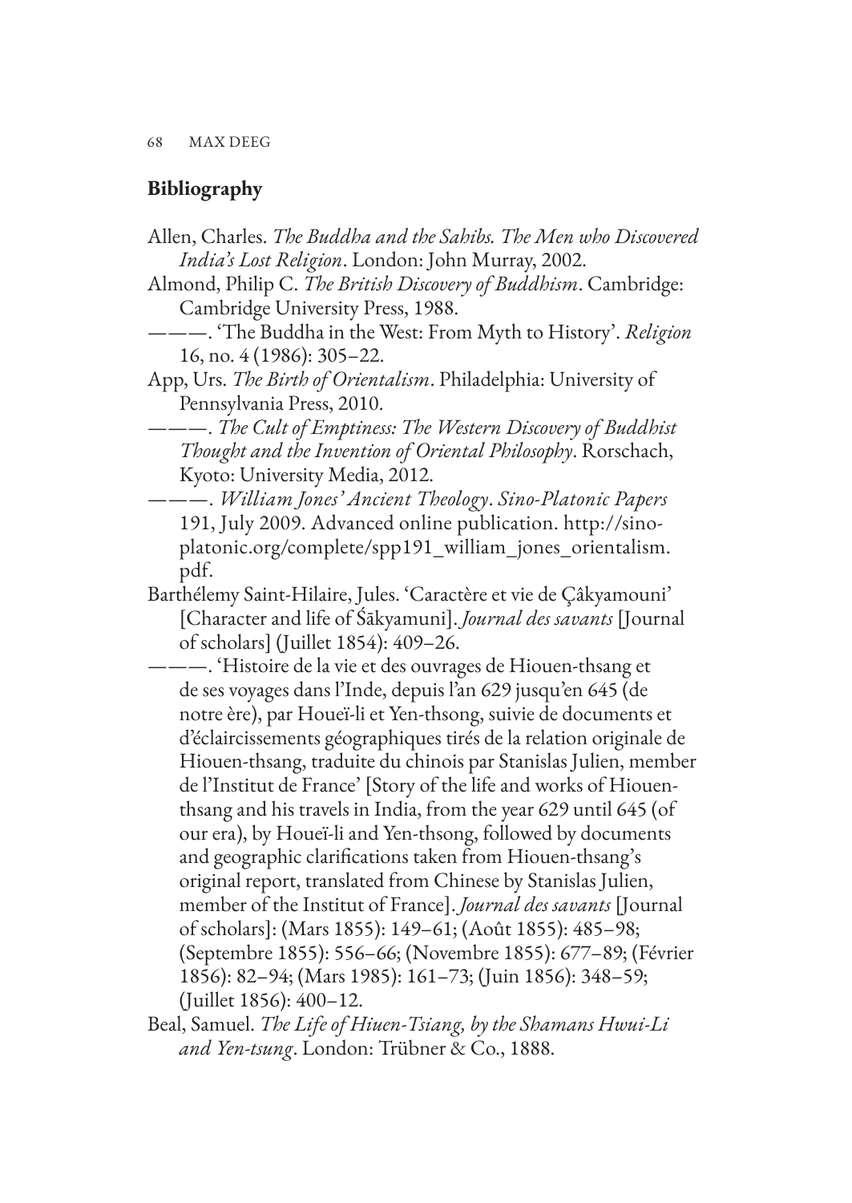## Bibliography

Allen, Charles. *The Buddha and the Sahibs. The Men who Discovered India's Lost Religion*. London: John Murray, 2002.

Almond, Philip C. *The British Discovery of Buddhism*. Cambridge: Cambridge University Press, 1988.

———. 'The Buddha in the West: From Myth to History'. *Religion* 16, no. 4 (1986): 305–22.

App, Urs. *The Birth of Orientalism*. Philadelphia: University of Pennsylvania Press, 2010.

———. *The Cult of Emptiness: The Western Discovery of Buddhist Thought and the Invention of Oriental Philosophy*. Rorschach, Kyoto: University Media, 2012.

———. *William Jones' Ancient Theology*. *Sino-Platonic Papers* 191, July 2009. Advanced online publication. http://sino-platonic.org/complete/spp191_william_jones_orientalism.pdf.

Barthélemy Saint-Hilaire, Jules. 'Caractère et vie de Çâkyamouni' [Character and life of Śākyamuni]. *Journal des savants* [Journal of scholars] (Juillet 1854): 409–26.

———. 'Histoire de la vie et des ouvrages de Hiouen-thsang et de ses voyages dans l'Inde, depuis l'an 629 jusqu'en 645 (de notre ère), par Houeï-li et Yen-thsong, suivie de documents et d'éclaircissements géographiques tirés de la relation originale de Hiouen-thsang, traduite du chinois par Stanislas Julien, member de l'Institut de France' [Story of the life and works of Hiouen-thsang and his travels in India, from the year 629 until 645 (of our era), by Houeï-li and Yen-thsong, followed by documents and geographic clarifications taken from Hiouen-thsang's original report, translated from Chinese by Stanislas Julien, member of the Institut of France]. *Journal des savants* [Journal of scholars]: (Mars 1855): 149–61; (Août 1855): 485–98; (Septembre 1855): 556–66; (Novembre 1855): 677–89; (Février 1856): 82–94; (Mars 1985): 161–73; (Juin 1856): 348–59; (Juillet 1856): 400–12.

Beal, Samuel. *The Life of Hiuen-Tsiang, by the Shamans Hwui-Li and Yen-tsung*. London: Trübner & Co., 1888.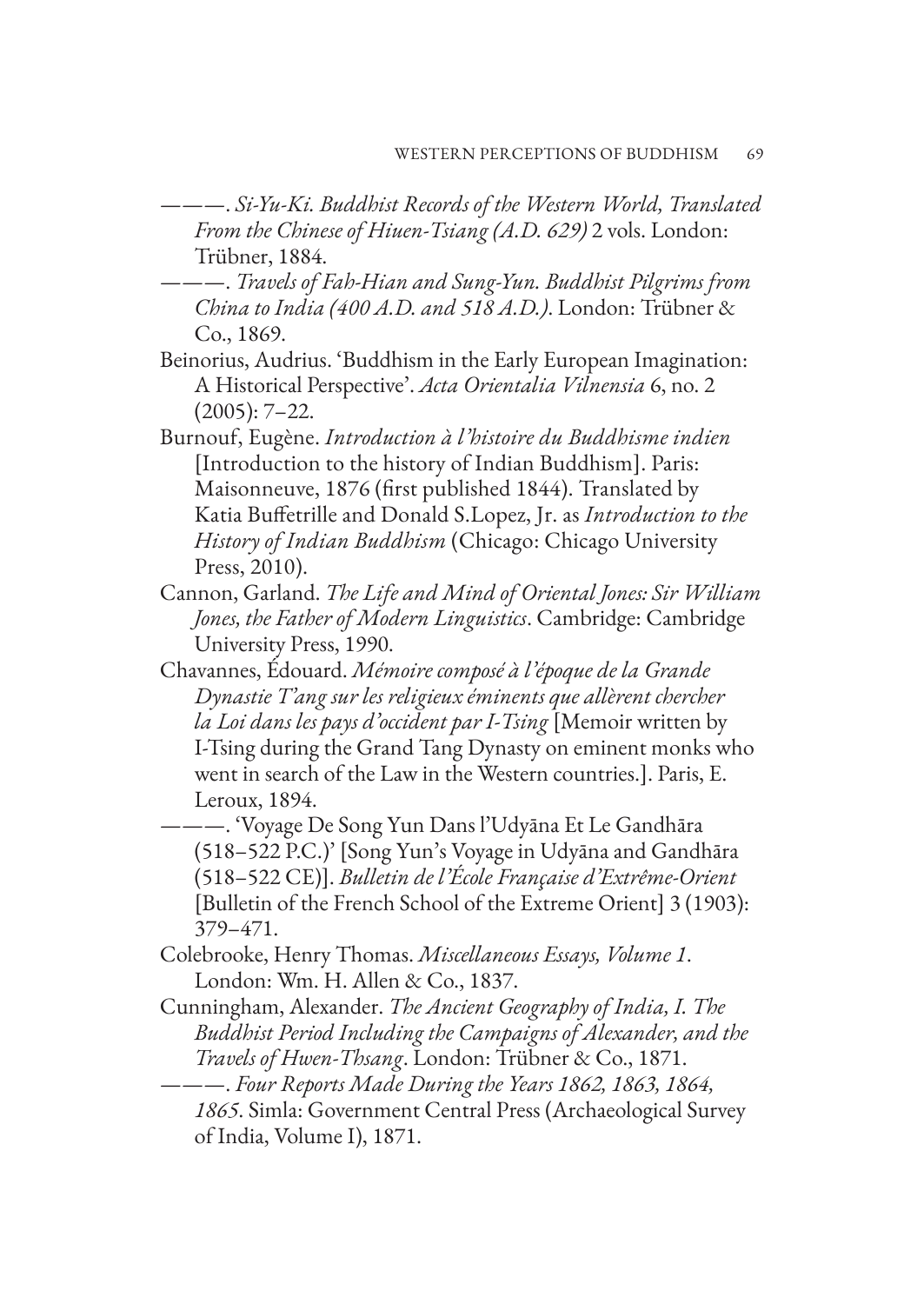———. *Si-Yu-Ki. Buddhist Records of the Western World, Translated From the Chinese of Hiuen-Tsiang (A.D. 629)* 2 vols. London: Trübner, 1884.

———. *Travels of Fah-Hian and Sung-Yun. Buddhist Pilgrims from China to India (400 A.D. and 518 A.D.)*. London: Trübner & Co., 1869.

Beinorius, Audrius. 'Buddhism in the Early European Imagination: A Historical Perspective'. *Acta Orientalia Vilnensia* 6, no. 2 (2005): 7–22.

Burnouf, Eugène. *Introduction à l'histoire du Buddhisme indien* [Introduction to the history of Indian Buddhism]. Paris: Maisonneuve, 1876 (first published 1844). Translated by Katia Buffetrille and Donald S.Lopez, Jr. as *Introduction to the History of Indian Buddhism* (Chicago: Chicago University Press, 2010).

Cannon, Garland. *The Life and Mind of Oriental Jones: Sir William Jones, the Father of Modern Linguistics*. Cambridge: Cambridge University Press, 1990.

Chavannes, Édouard. *Mémoire composé à l'époque de la Grande Dynastie T'ang sur les religieux éminents que allèrent chercher la Loi dans les pays d'occident par I-Tsing* [Memoir written by I-Tsing during the Grand Tang Dynasty on eminent monks who went in search of the Law in the Western countries.]. Paris, E. Leroux, 1894.

———. 'Voyage De Song Yun Dans l'Udyāna Et Le Gandhāra (518–522 P.C.)' [Song Yun's Voyage in Udyāna and Gandhāra (518–522 CE)]. *Bulletin de l'École Française d'Extrême-Orient* [Bulletin of the French School of the Extreme Orient] 3 (1903): 379–471.

Colebrooke, Henry Thomas. *Miscellaneous Essays, Volume 1*. London: Wm. H. Allen & Co., 1837.

Cunningham, Alexander. *The Ancient Geography of India, I. The Buddhist Period Including the Campaigns of Alexander, and the Travels of Hwen-Thsang*. London: Trübner & Co., 1871.

———. *Four Reports Made During the Years 1862, 1863, 1864, 1865*. Simla: Government Central Press (Archaeological Survey of India, Volume I), 1871.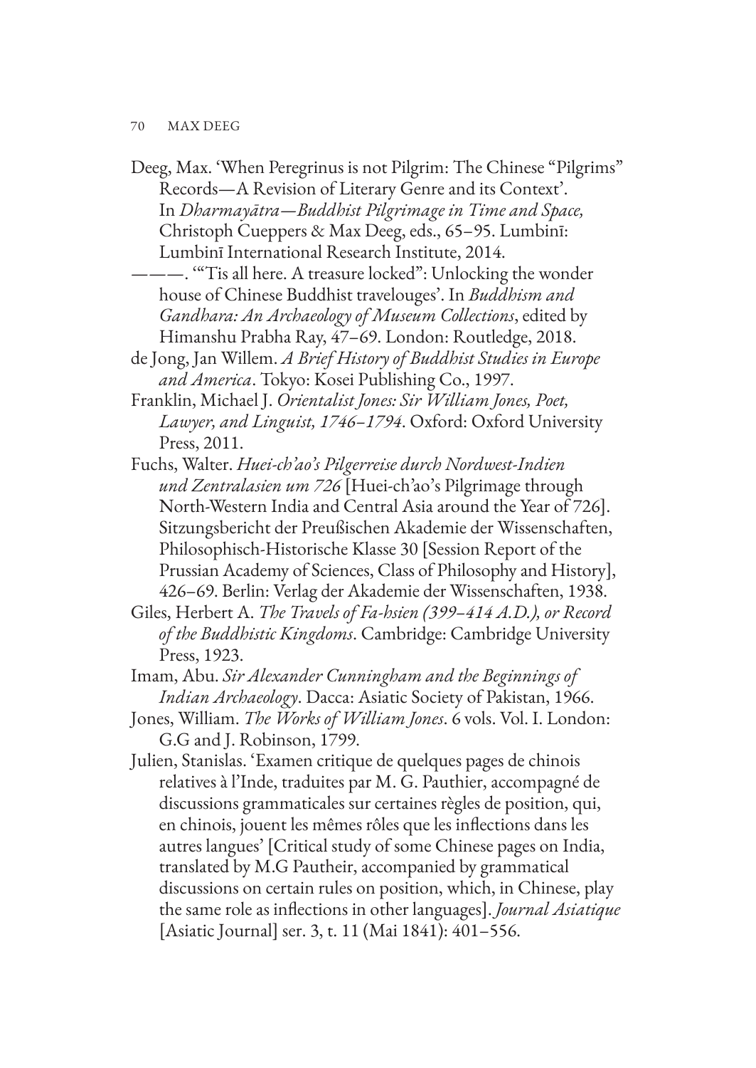Deeg, Max. 'When Peregrinus is not Pilgrim: The Chinese "Pilgrims" Records—A Revision of Literary Genre and its Context'. In *Dharmayātra—Buddhist Pilgrimage in Time and Space,* Christoph Cueppers & Max Deeg, eds., 65–95. Lumbinī: Lumbinī International Research Institute, 2014.

———. '"Tis all here. A treasure locked": Unlocking the wonder house of Chinese Buddhist travelouges'. In *Buddhism and Gandhara: An Archaeology of Museum Collections*, edited by Himanshu Prabha Ray, 47–69. London: Routledge, 2018.

de Jong, Jan Willem. *A Brief History of Buddhist Studies in Europe and America*. Tokyo: Kosei Publishing Co., 1997.

Franklin, Michael J. *Orientalist Jones: Sir William Jones, Poet, Lawyer, and Linguist, 1746–1794*. Oxford: Oxford University Press, 2011.

Fuchs, Walter. *Huei-ch'ao's Pilgerreise durch Nordwest-Indien und Zentralasien um 726* [Huei-ch'ao's Pilgrimage through North-Western India and Central Asia around the Year of 726]. Sitzungsbericht der Preußischen Akademie der Wissenschaften, Philosophisch-Historische Klasse 30 [Session Report of the Prussian Academy of Sciences, Class of Philosophy and History], 426–69. Berlin: Verlag der Akademie der Wissenschaften, 1938.

Giles, Herbert A. *The Travels of Fa-hsien (399–414 A.D.), or Record of the Buddhistic Kingdoms*. Cambridge: Cambridge University Press, 1923.

Imam, Abu. *Sir Alexander Cunningham and the Beginnings of Indian Archaeology*. Dacca: Asiatic Society of Pakistan, 1966.

Jones, William. *The Works of William Jones*. 6 vols. Vol. I. London: G.G and J. Robinson, 1799.

Julien, Stanislas. 'Examen critique de quelques pages de chinois relatives à l'Inde, traduites par M. G. Pauthier, accompagné de discussions grammaticales sur certaines règles de position, qui, en chinois, jouent les mêmes rôles que les inflections dans les autres langues' [Critical study of some Chinese pages on India, translated by M.G Pautheir, accompanied by grammatical discussions on certain rules on position, which, in Chinese, play the same role as inflections in other languages]. *Journal Asiatique* [Asiatic Journal] ser. 3, t. 11 (Mai 1841): 401–556.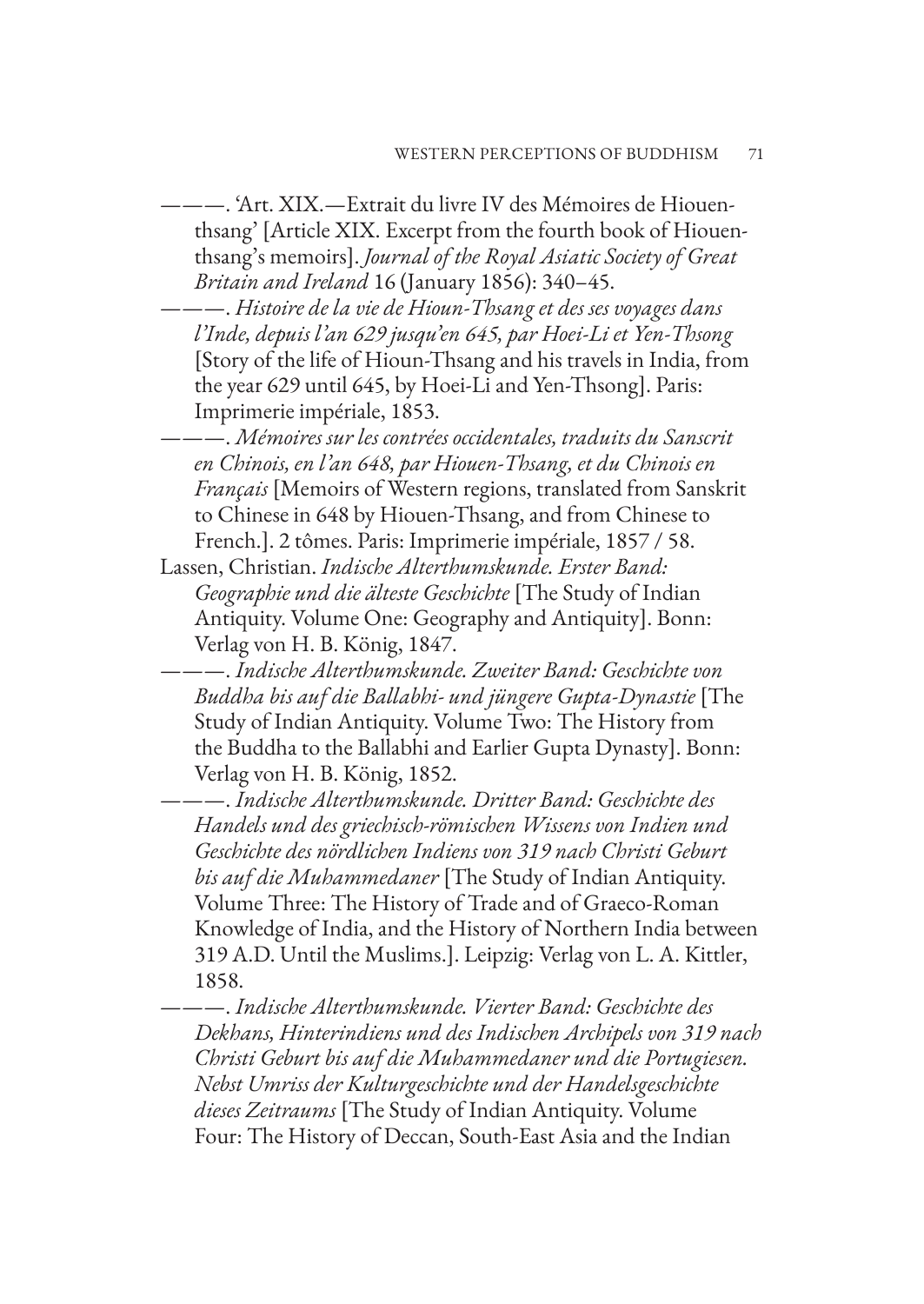———. 'Art. XIX.—Extrait du livre IV des Mémoires de Hiouen-thsang' [Article XIX. Excerpt from the fourth book of Hiouen-thsang's memoirs]. *Journal of the Royal Asiatic Society of Great Britain and Ireland* 16 (January 1856): 340–45.

———. *Histoire de la vie de Hioun-Thsang et des ses voyages dans l'Inde, depuis l'an 629 jusqu'en 645, par Hoei-Li et Yen-Thsong* [Story of the life of Hioun-Thsang and his travels in India, from the year 629 until 645, by Hoei-Li and Yen-Thsong]. Paris: Imprimerie impériale, 1853.

———. *Mémoires sur les contrées occidentales, traduits du Sanscrit en Chinois, en l'an 648, par Hiouen-Thsang, et du Chinois en Français* [Memoirs of Western regions, translated from Sanskrit to Chinese in 648 by Hiouen-Thsang, and from Chinese to French.]. 2 tômes. Paris: Imprimerie impériale, 1857 / 58.

Lassen, Christian. *Indische Alterthumskunde. Erster Band: Geographie und die älteste Geschichte* [The Study of Indian Antiquity. Volume One: Geography and Antiquity]. Bonn: Verlag von H. B. König, 1847.

———. *Indische Alterthumskunde. Zweiter Band: Geschichte von Buddha bis auf die Ballabhi- und jüngere Gupta-Dynastie* [The Study of Indian Antiquity. Volume Two: The History from the Buddha to the Ballabhi and Earlier Gupta Dynasty]. Bonn: Verlag von H. B. König, 1852.

———. *Indische Alterthumskunde. Dritter Band: Geschichte des Handels und des griechisch-römischen Wissens von Indien und Geschichte des nördlichen Indiens von 319 nach Christi Geburt bis auf die Muhammedaner* [The Study of Indian Antiquity. Volume Three: The History of Trade and of Graeco-Roman Knowledge of India, and the History of Northern India between 319 A.D. Until the Muslims.]. Leipzig: Verlag von L. A. Kittler, 1858.

———. *Indische Alterthumskunde. Vierter Band: Geschichte des Dekhans, Hinterindiens und des Indischen Archipels von 319 nach Christi Geburt bis auf die Muhammedaner und die Portugiesen. Nebst Umriss der Kulturgeschichte und der Handelsgeschichte dieses Zeitraums* [The Study of Indian Antiquity. Volume Four: The History of Deccan, South-East Asia and the Indian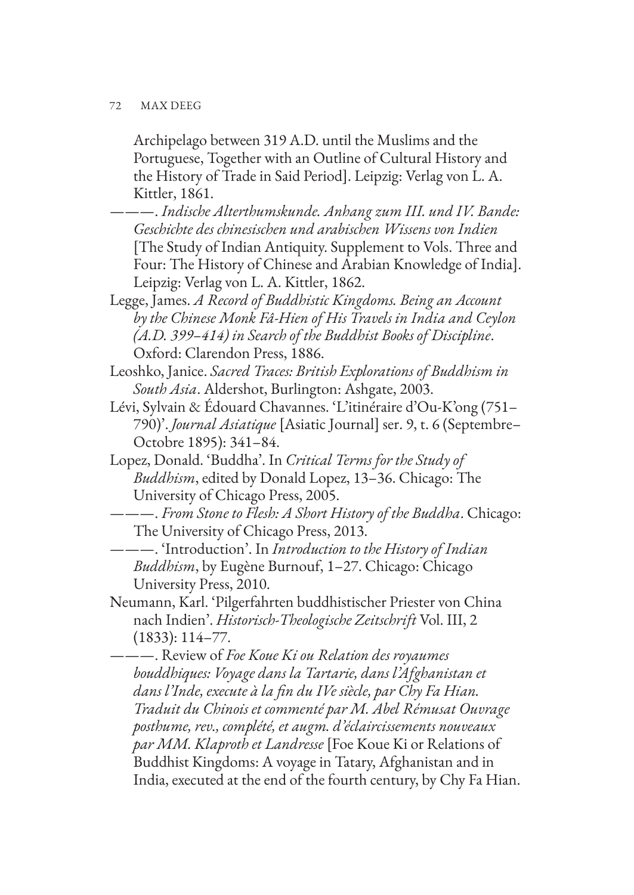Archipelago between 319 A.D. until the Muslims and the Portuguese, Together with an Outline of Cultural History and the History of Trade in Said Period]. Leipzig: Verlag von L. A. Kittler, 1861.

———. *Indische Alterthumskunde. Anhang zum III. und IV. Bande: Geschichte des chinesischen und arabischen Wissens von Indien* [The Study of Indian Antiquity. Supplement to Vols. Three and Four: The History of Chinese and Arabian Knowledge of India]. Leipzig: Verlag von L. A. Kittler, 1862.

Legge, James. *A Record of Buddhistic Kingdoms. Being an Account by the Chinese Monk Fâ-Hien of His Travels in India and Ceylon (A.D. 399–414) in Search of the Buddhist Books of Discipline*. Oxford: Clarendon Press, 1886.

Leoshko, Janice. *Sacred Traces: British Explorations of Buddhism in South Asia*. Aldershot, Burlington: Ashgate, 2003.

Lévi, Sylvain & Édouard Chavannes. 'L'itinéraire d'Ou-K'ong (751–790)'. *Journal Asiatique* [Asiatic Journal] ser. 9, t. 6 (Septembre–Octobre 1895): 341–84.

Lopez, Donald. 'Buddha'. In *Critical Terms for the Study of Buddhism*, edited by Donald Lopez, 13–36. Chicago: The University of Chicago Press, 2005.

———. *From Stone to Flesh: A Short History of the Buddha*. Chicago: The University of Chicago Press, 2013.

———. 'Introduction'. In *Introduction to the History of Indian Buddhism*, by Eugène Burnouf, 1–27. Chicago: Chicago University Press, 2010.

Neumann, Karl. 'Pilgerfahrten buddhistischer Priester von China nach Indien'. *Historisch-Theologische Zeitschrift* Vol. III, 2 (1833): 114–77.

———. Review of *Foe Koue Ki ou Relation des royaumes bouddhiques: Voyage dans la Tartarie, dans l'Afghanistan et dans l'Inde, execute à la fin du IVe siècle, par Chy Fa Hian. Traduit du Chinois et commenté par M. Abel Rémusat Ouvrage posthume, rev., complété, et augm. d'éclaircissements nouveaux par MM. Klaproth et Landresse* [Foe Koue Ki or Relations of Buddhist Kingdoms: A voyage in Tatary, Afghanistan and in India, executed at the end of the fourth century, by Chy Fa Hian.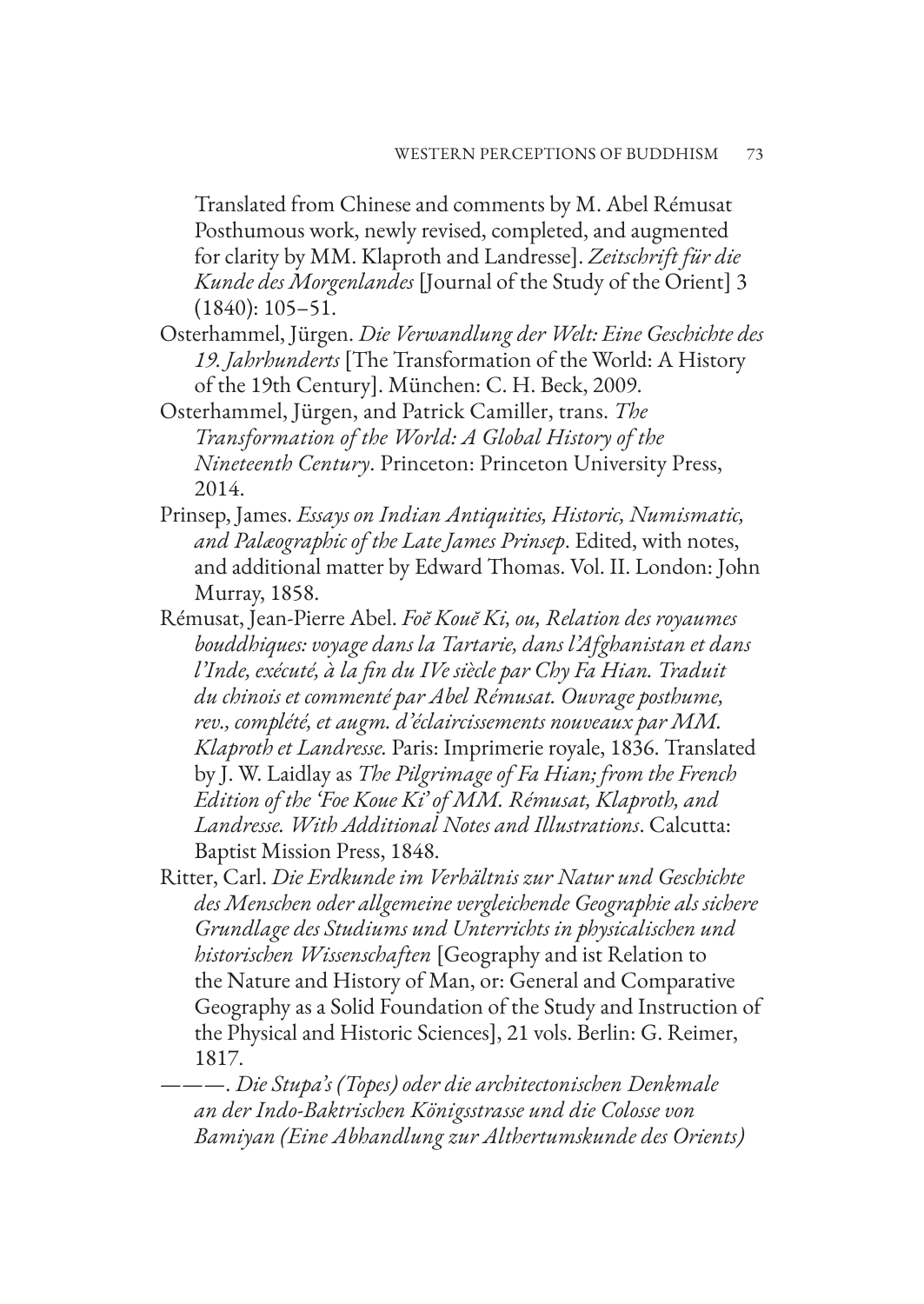Translated from Chinese and comments by M. Abel Rémusat Posthumous work, newly revised, completed, and augmented for clarity by MM. Klaproth and Landresse]. *Zeitschrift für die Kunde des Morgenlandes* [Journal of the Study of the Orient] 3 (1840): 105–51.

Osterhammel, Jürgen. *Die Verwandlung der Welt: Eine Geschichte des 19. Jahrhunderts* [The Transformation of the World: A History of the 19th Century]. München: C. H. Beck, 2009.

Osterhammel, Jürgen, and Patrick Camiller, trans. *The Transformation of the World: A Global History of the Nineteenth Century*. Princeton: Princeton University Press, 2014.

Prinsep, James. *Essays on Indian Antiquities, Historic, Numismatic, and Palæographic of the Late James Prinsep*. Edited, with notes, and additional matter by Edward Thomas. Vol. II. London: John Murray, 1858.

Rémusat, Jean-Pierre Abel. *Foĕ Kouĕ Ki, ou, Relation des royaumes bouddhiques: voyage dans la Tartarie, dans l'Afghanistan et dans l'Inde, exécuté, à la fin du IVe siècle par Chy Fa Hian. Traduit du chinois et commenté par Abel Rémusat. Ouvrage posthume, rev., complété, et augm. d'éclaircissements nouveaux par MM. Klaproth et Landresse.* Paris: Imprimerie royale, 1836. Translated by J. W. Laidlay as *The Pilgrimage of Fa Hian; from the French Edition of the 'Foe Koue Ki' of MM. Rémusat, Klaproth, and Landresse. With Additional Notes and Illustrations*. Calcutta: Baptist Mission Press, 1848.

Ritter, Carl. *Die Erdkunde im Verhältnis zur Natur und Geschichte des Menschen oder allgemeine vergleichende Geographie als sichere Grundlage des Studiums und Unterrichts in physicalischen und historischen Wissenschaften* [Geography and ist Relation to the Nature and History of Man, or: General and Comparative Geography as a Solid Foundation of the Study and Instruction of the Physical and Historic Sciences], 21 vols. Berlin: G. Reimer, 1817.

———. *Die Stupa's (Topes) oder die architectonischen Denkmale an der Indo-Baktrischen Königsstrasse und die Colosse von Bamiyan (Eine Abhandlung zur Althertumskunde des Orients)*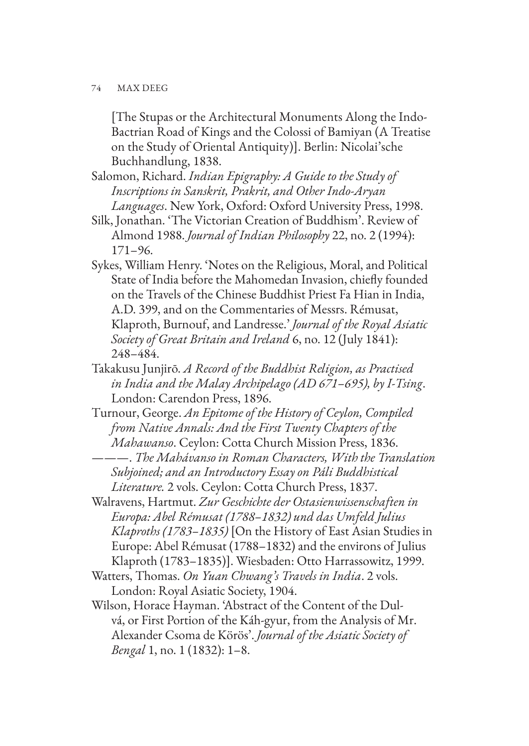[The Stupas or the Architectural Monuments Along the Indo-Bactrian Road of Kings and the Colossi of Bamiyan (A Treatise on the Study of Oriental Antiquity)]. Berlin: Nicolai'sche Buchhandlung, 1838.

Salomon, Richard. *Indian Epigraphy: A Guide to the Study of Inscriptions in Sanskrit, Prakrit, and Other Indo-Aryan Languages*. New York, Oxford: Oxford University Press, 1998.

Silk, Jonathan. 'The Victorian Creation of Buddhism'. Review of Almond 1988. *Journal of Indian Philosophy* 22, no. 2 (1994): 171–96.

Sykes, William Henry. 'Notes on the Religious, Moral, and Political State of India before the Mahomedan Invasion, chiefly founded on the Travels of the Chinese Buddhist Priest Fa Hian in India, A.D. 399, and on the Commentaries of Messrs. Rémusat, Klaproth, Burnouf, and Landresse.' *Journal of the Royal Asiatic Society of Great Britain and Ireland* 6, no. 12 (July 1841): 248–484.

Takakusu Junjirō. *A Record of the Buddhist Religion, as Practised in India and the Malay Archipelago (AD 671–695), by I-Tsing*. London: Carendon Press, 1896.

Turnour, George. *An Epitome of the History of Ceylon, Compiled from Native Annals: And the First Twenty Chapters of the Mahawanso*. Ceylon: Cotta Church Mission Press, 1836.

———. *The Mahávanso in Roman Characters, With the Translation Subjoined; and an Introductory Essay on Páli Buddhistical Literature.* 2 vols. Ceylon: Cotta Church Press, 1837.

Walravens, Hartmut. *Zur Geschichte der Ostasienwissenschaften in Europa: Abel Rémusat (1788–1832) und das Umfeld Julius Klaproths (1783–1835)* [On the History of East Asian Studies in Europe: Abel Rémusat (1788–1832) and the environs of Julius Klaproth (1783–1835)]. Wiesbaden: Otto Harrassowitz, 1999.

Watters, Thomas. *On Yuan Chwang's Travels in India*. 2 vols. London: Royal Asiatic Society, 1904.

Wilson, Horace Hayman. 'Abstract of the Content of the Dul-vá, or First Portion of the Káh-gyur, from the Analysis of Mr. Alexander Csoma de Körös'. *Journal of the Asiatic Society of Bengal* 1, no. 1 (1832): 1–8.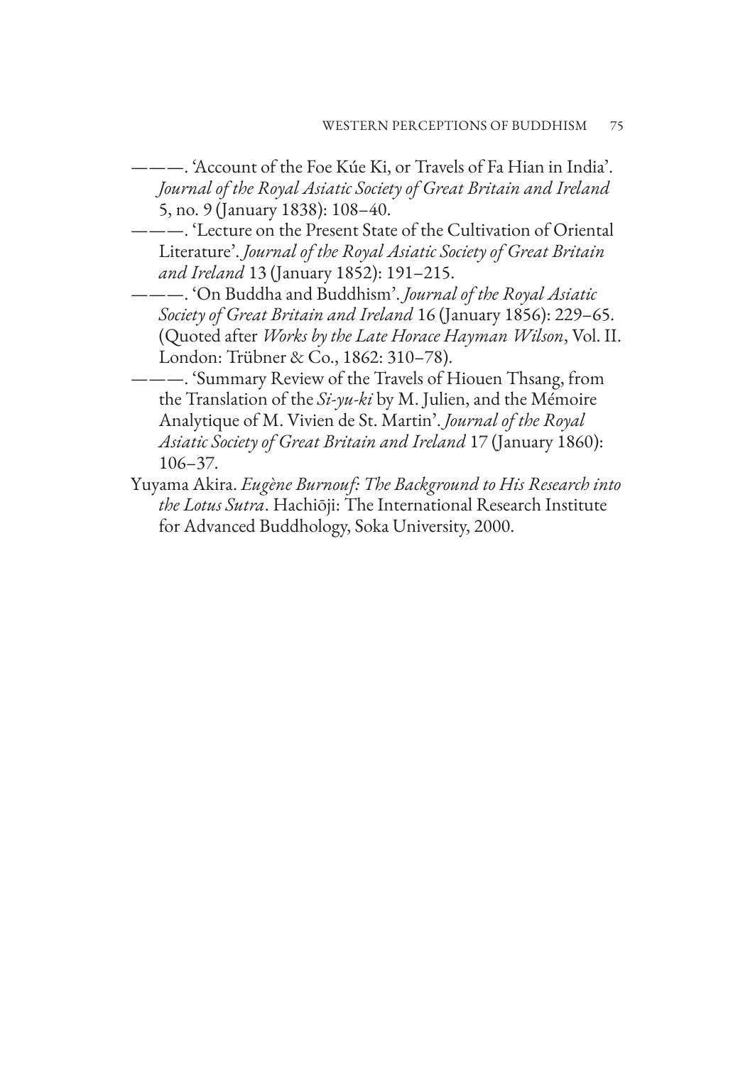———. 'Account of the Foe Kúe Ki, or Travels of Fa Hian in India'. *Journal of the Royal Asiatic Society of Great Britain and Ireland* 5, no. 9 (January 1838): 108–40.

———. 'Lecture on the Present State of the Cultivation of Oriental Literature'. *Journal of the Royal Asiatic Society of Great Britain and Ireland* 13 (January 1852): 191–215.

———. 'On Buddha and Buddhism'. *Journal of the Royal Asiatic Society of Great Britain and Ireland* 16 (January 1856): 229–65. (Quoted after *Works by the Late Horace Hayman Wilson*, Vol. II. London: Trübner & Co., 1862: 310–78).

———. 'Summary Review of the Travels of Hiouen Thsang, from the Translation of the *Si-yu-ki* by M. Julien, and the Mémoire Analytique of M. Vivien de St. Martin'. *Journal of the Royal Asiatic Society of Great Britain and Ireland* 17 (January 1860): 106–37.

Yuyama Akira. *Eugène Burnouf: The Background to His Research into the Lotus Sutra*. Hachiōji: The International Research Institute for Advanced Buddhology, Soka University, 2000.